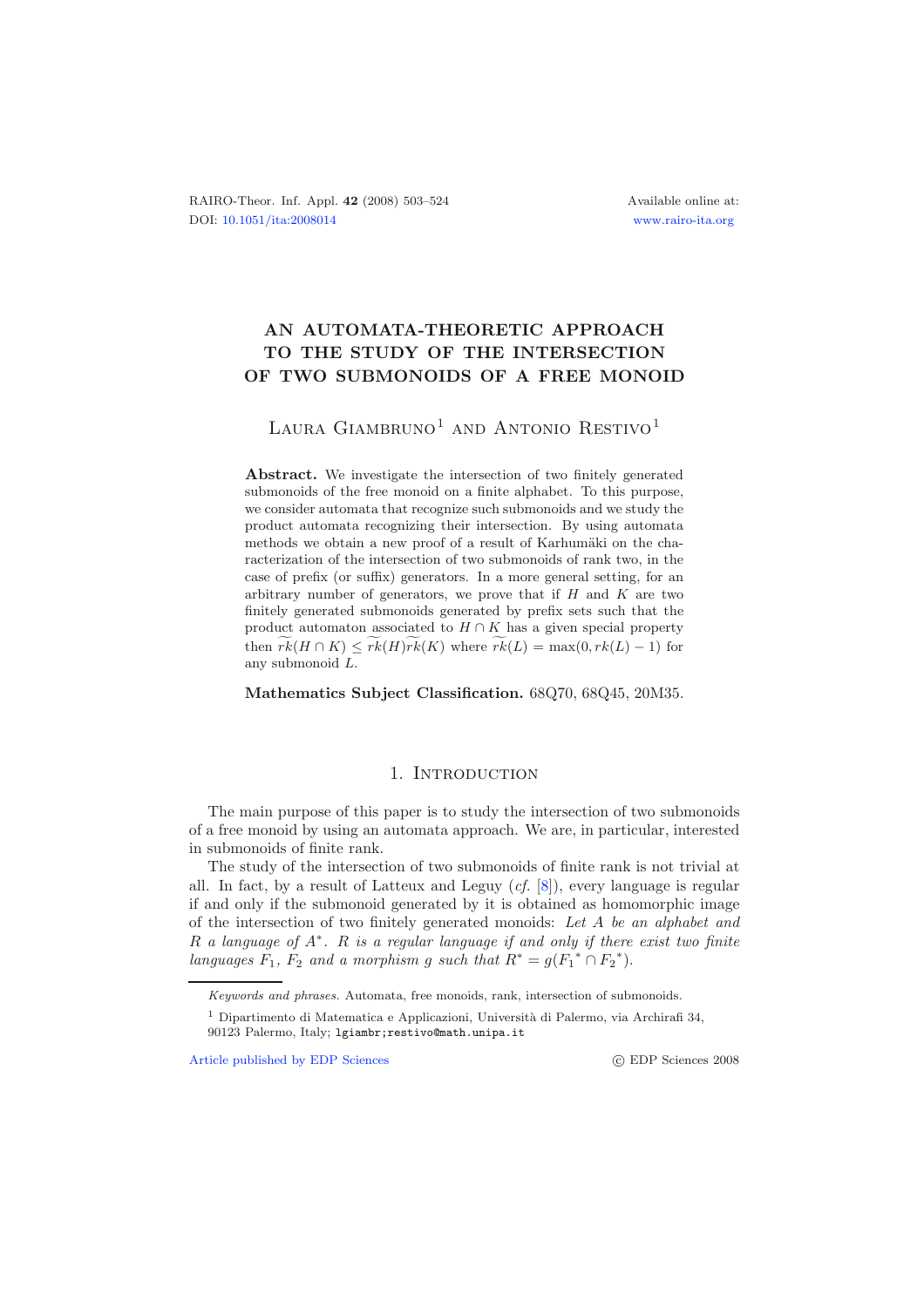# AN AUTOMATA-THEORETIC APPROACH TO THE STUDY OF THE INTERSECTION OF TWO SUBMONOIDS OF A FREE MONOID

Laura Giambruno[1] and Antonio Restivo[1]

**Abstract.** We investigate the intersection of two finitely generated submonoids of the free monoid on a finite alphabet. To this purpose, we consider automata that recognize such submonoids and we study the product automata recognizing their intersection. By using automata methods we obtain a new proof of a result of Karhumäki on the characterization of the intersection of two submonoids of rank two, in the case of prefix (or suffix) generators. In a more general setting, for an arbitrary number of generators, we prove that if $H$ and $K$ are two finitely generated submonoids generated by prefix sets such that the product automaton associated to $H \cap K$ has a given special property then $\widetilde{rk}(H \cap K) \leq \widetilde{rk}(H)\widetilde{rk}(K)$ where $\widetilde{rk}(L) = \max(0, rk(L) - 1)$ for any submonoid $L$.

**Mathematics Subject Classification.** 68Q70, 68Q45, 20M35.

## 1. Introduction

The main purpose of this paper is to study the intersection of two submonoids of a free monoid by using an automata approach. We are, in particular, interested in submonoids of finite rank.

The study of the intersection of two submonoids of finite rank is not trivial at all. In fact, by a result of Latteux and Leguy (*cf.* [8]), every language is regular if and only if the submonoid generated by it is obtained as homomorphic image of the intersection of two finitely generated monoids: *Let $A$ be an alphabet and $R$ a language of $A^*$. $R$ is a regular language if and only if there exist two finite languages $F_1$, $F_2$ and a morphism $g$ such that $R^* = g({F_1}^* \cap {F_2}^*)$.*

---

*Keywords and phrases.* Automata, free monoids, rank, intersection of submonoids.

[1] Dipartimento di Matematica e Applicazioni, Università di Palermo, via Archirafi 34, 90123 Palermo, Italy; lgiambr;restivo@math.unipa.it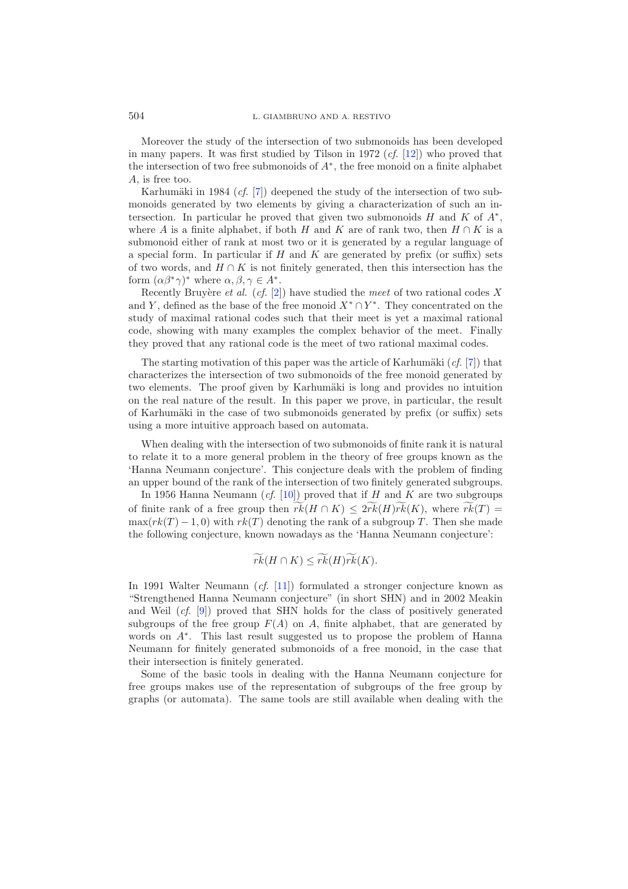Moreover the study of the intersection of two submonoids has been developed in many papers. It was first studied by Tilson in 1972 (*cf.* [12]) who proved that the intersection of two free submonoids of $A^*$, the free monoid on a finite alphabet $A$, is free too.

Karhumäki in 1984 (*cf.* [7]) deepened the study of the intersection of two submonoids generated by two elements by giving a characterization of such an intersection. In particular he proved that given two submonoids $H$ and $K$ of $A^*$, where $A$ is a finite alphabet, if both $H$ and $K$ are of rank two, then $H \cap K$ is a submonoid either of rank at most two or it is generated by a regular language of a special form. In particular if $H$ and $K$ are generated by prefix (or suffix) sets of two words, and $H \cap K$ is not finitely generated, then this intersection has the form $(\alpha\beta^*\gamma)^*$ where $\alpha, \beta, \gamma \in A^*$.

Recently Bruyère *et al.* (*cf.* [2]) have studied the *meet* of two rational codes $X$ and $Y$, defined as the base of the free monoid $X^* \cap Y^*$. They concentrated on the study of maximal rational codes such that their meet is yet a maximal rational code, showing with many examples the complex behavior of the meet. Finally they proved that any rational code is the meet of two rational maximal codes.

The starting motivation of this paper was the article of Karhumäki (*cf.* [7]) that characterizes the intersection of two submonoids of the free monoid generated by two elements. The proof given by Karhumäki is long and provides no intuition on the real nature of the result. In this paper we prove, in particular, the result of Karhumäki in the case of two submonoids generated by prefix (or suffix) sets using a more intuitive approach based on automata.

When dealing with the intersection of two submonoids of finite rank it is natural to relate it to a more general problem in the theory of free groups known as the 'Hanna Neumann conjecture'. This conjecture deals with the problem of finding an upper bound of the rank of the intersection of two finitely generated subgroups.

In 1956 Hanna Neumann (*cf.* [10]) proved that if $H$ and $K$ are two subgroups of finite rank of a free group then $\widetilde{rk}(H \cap K) \leq 2\widetilde{rk}(H)\widetilde{rk}(K)$, where $\widetilde{rk}(T) = \max(rk(T) - 1, 0)$ with $rk(T)$ denoting the rank of a subgroup $T$. Then she made the following conjecture, known nowadays as the 'Hanna Neumann conjecture':

$$\widetilde{rk}(H \cap K) \leq \widetilde{rk}(H)\widetilde{rk}(K).$$

In 1991 Walter Neumann (*cf.* [11]) formulated a stronger conjecture known as "Strengthened Hanna Neumann conjecture" (in short SHN) and in 2002 Meakin and Weil (*cf.* [9]) proved that SHN holds for the class of positively generated subgroups of the free group $F(A)$ on $A$, finite alphabet, that are generated by words on $A^*$. This last result suggested us to propose the problem of Hanna Neumann for finitely generated submonoids of a free monoid, in the case that their intersection is finitely generated.

Some of the basic tools in dealing with the Hanna Neumann conjecture for free groups makes use of the representation of subgroups of the free group by graphs (or automata). The same tools are still available when dealing with the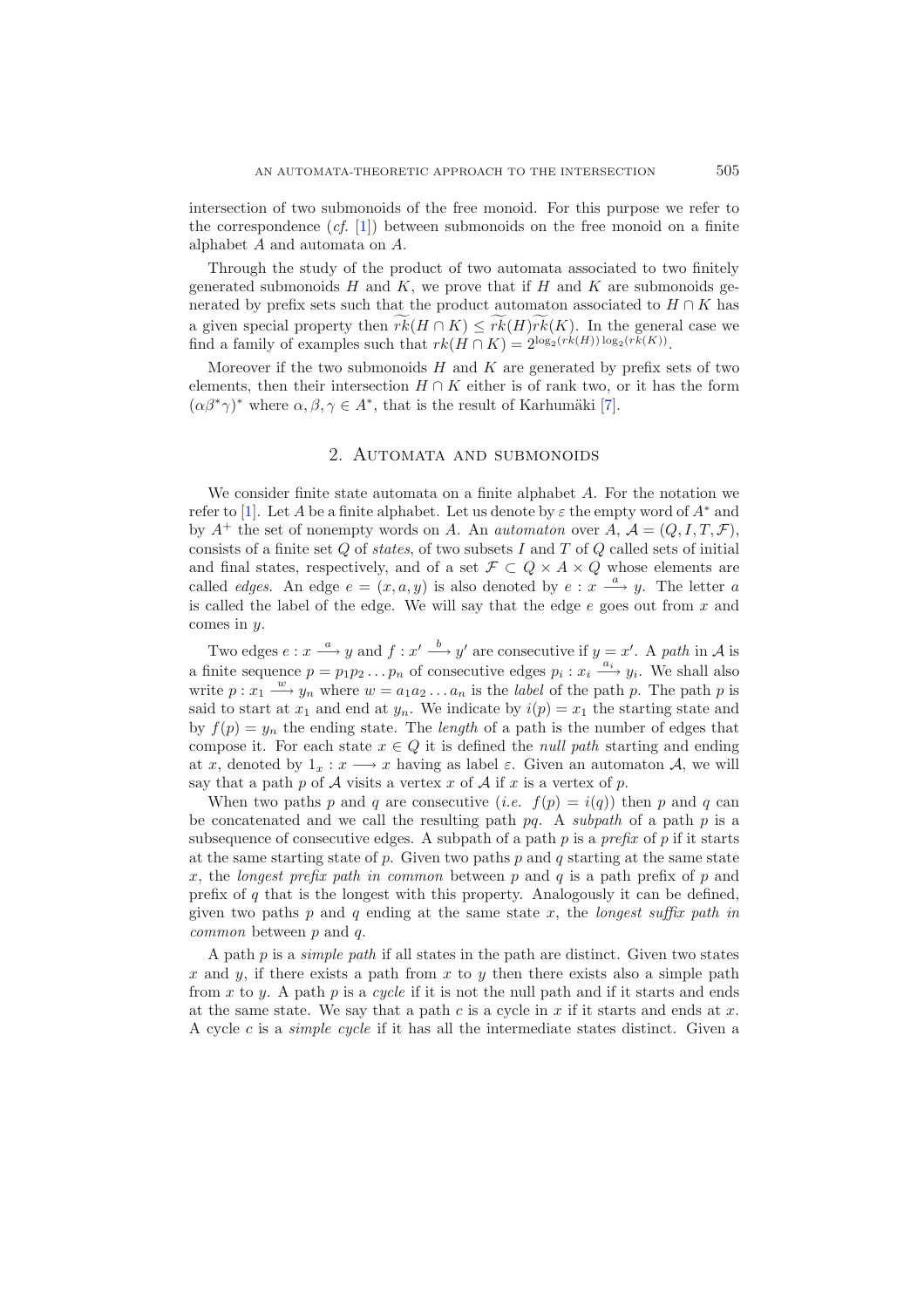intersection of two submonoids of the free monoid. For this purpose we refer to the correspondence (*cf.* [1]) between submonoids on the free monoid on a finite alphabet $A$ and automata on $A$.

Through the study of the product of two automata associated to two finitely generated submonoids $H$ and $K$, we prove that if $H$ and $K$ are submonoids generated by prefix sets such that the product automaton associated to $H \cap K$ has a given special property then $\widetilde{rk}(H \cap K) \leq \widetilde{rk}(H)\widetilde{rk}(K)$. In the general case we find a family of examples such that $rk(H \cap K) = 2^{\log_2(rk(H))\log_2(rk(K))}$.

Moreover if the two submonoids $H$ and $K$ are generated by prefix sets of two elements, then their intersection $H \cap K$ either is of rank two, or it has the form $(\alpha\beta^*\gamma)^*$ where $\alpha, \beta, \gamma \in A^*$, that is the result of Karhumäki [7].

## 2. Automata and submonoids

We consider finite state automata on a finite alphabet $A$. For the notation we refer to [1]. Let $A$ be a finite alphabet. Let us denote by $\varepsilon$ the empty word of $A^*$ and by $A^+$ the set of nonempty words on $A$. An *automaton* over $A$, $\mathcal{A} = (Q, I, T, \mathcal{F})$, consists of a finite set $Q$ of *states*, of two subsets $I$ and $T$ of $Q$ called sets of initial and final states, respectively, and of a set $\mathcal{F} \subset Q \times A \times Q$ whose elements are called *edges*. An edge $e = (x, a, y)$ is also denoted by $e : x \xrightarrow{a} y$. The letter $a$ is called the label of the edge. We will say that the edge $e$ goes out from $x$ and comes in $y$.

Two edges $e : x \xrightarrow{a} y$ and $f : x' \xrightarrow{b} y'$ are consecutive if $y = x'$. A *path* in $\mathcal{A}$ is a finite sequence $p = p_1p_2 \ldots p_n$ of consecutive edges $p_i : x_i \xrightarrow{a_i} y_i$. We shall also write $p : x_1 \xrightarrow{w} y_n$ where $w = a_1a_2 \ldots a_n$ is the *label* of the path $p$. The path $p$ is said to start at $x_1$ and end at $y_n$. We indicate by $i(p) = x_1$ the starting state and by $f(p) = y_n$ the ending state. The *length* of a path is the number of edges that compose it. For each state $x \in Q$ it is defined the *null path* starting and ending at $x$, denoted by $1_x : x \longrightarrow x$ having as label $\varepsilon$. Given an automaton $\mathcal{A}$, we will say that a path $p$ of $\mathcal{A}$ visits a vertex $x$ of $\mathcal{A}$ if $x$ is a vertex of $p$.

When two paths $p$ and $q$ are consecutive (*i.e.* $f(p) = i(q)$) then $p$ and $q$ can be concatenated and we call the resulting path $pq$. A *subpath* of a path $p$ is a subsequence of consecutive edges. A subpath of a path $p$ is a *prefix* of $p$ if it starts at the same starting state of $p$. Given two paths $p$ and $q$ starting at the same state $x$, the *longest prefix path in common* between $p$ and $q$ is a path prefix of $p$ and prefix of $q$ that is the longest with this property. Analogously it can be defined, given two paths $p$ and $q$ ending at the same state $x$, the *longest suffix path in common* between $p$ and $q$.

A path $p$ is a *simple path* if all states in the path are distinct. Given two states $x$ and $y$, if there exists a path from $x$ to $y$ then there exists also a simple path from $x$ to $y$. A path $p$ is a *cycle* if it is not the null path and if it starts and ends at the same state. We say that a path $c$ is a cycle in $x$ if it starts and ends at $x$. A cycle $c$ is a *simple cycle* if it has all the intermediate states distinct. Given a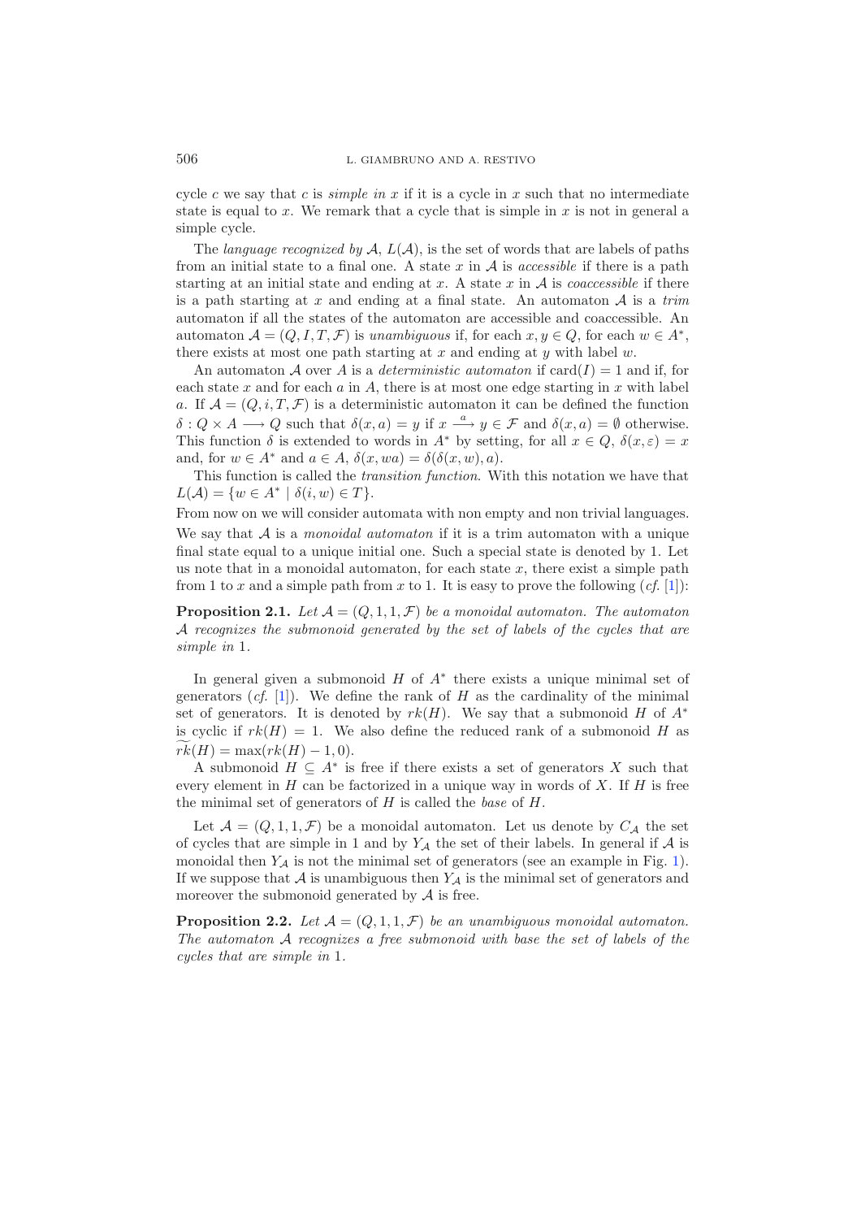cycle $c$ we say that $c$ is *simple in* $x$ if it is a cycle in $x$ such that no intermediate state is equal to $x$. We remark that a cycle that is simple in $x$ is not in general a simple cycle.

The *language recognized by* $\mathcal{A}$, $L(\mathcal{A})$, is the set of words that are labels of paths from an initial state to a final one. A state $x$ in $\mathcal{A}$ is *accessible* if there is a path starting at an initial state and ending at $x$. A state $x$ in $\mathcal{A}$ is *coaccessible* if there is a path starting at $x$ and ending at a final state. An automaton $\mathcal{A}$ is a *trim* automaton if all the states of the automaton are accessible and coaccessible. An automaton $\mathcal{A} = (Q, I, T, \mathcal{F})$ is *unambiguous* if, for each $x, y \in Q$, for each $w \in A^*$, there exists at most one path starting at $x$ and ending at $y$ with label $w$.

An automaton $\mathcal{A}$ over $A$ is a *deterministic automaton* if $\mathrm{card}(I) = 1$ and if, for each state $x$ and for each $a$ in $A$, there is at most one edge starting in $x$ with label $a$. If $\mathcal{A} = (Q, i, T, \mathcal{F})$ is a deterministic automaton it can be defined the function $\delta : Q \times A \longrightarrow Q$ such that $\delta(x, a) = y$ if $x \xrightarrow{a} y \in \mathcal{F}$ and $\delta(x, a) = \emptyset$ otherwise. This function $\delta$ is extended to words in $A^*$ by setting, for all $x \in Q$, $\delta(x, \varepsilon) = x$ and, for $w \in A^*$ and $a \in A$, $\delta(x, wa) = \delta(\delta(x, w), a)$.

This function is called the *transition function*. With this notation we have that $L(\mathcal{A}) = \{w \in A^* \mid \delta(i, w) \in T\}$.

From now on we will consider automata with non empty and non trivial languages. We say that $\mathcal{A}$ is a *monoidal automaton* if it is a trim automaton with a unique final state equal to a unique initial one. Such a special state is denoted by 1. Let us note that in a monoidal automaton, for each state $x$, there exist a simple path from 1 to $x$ and a simple path from $x$ to 1. It is easy to prove the following (*cf.* [1]):

**Proposition 2.1.** *Let $\mathcal{A} = (Q, 1, 1, \mathcal{F})$ be a monoidal automaton. The automaton $\mathcal{A}$ recognizes the submonoid generated by the set of labels of the cycles that are simple in* 1.

In general given a submonoid $H$ of $A^*$ there exists a unique minimal set of generators (*cf.* [1]). We define the rank of $H$ as the cardinality of the minimal set of generators. It is denoted by $rk(H)$. We say that a submonoid $H$ of $A^*$ is cyclic if $rk(H) = 1$. We also define the reduced rank of a submonoid $H$ as $\widetilde{rk}(H) = \max(rk(H) - 1, 0)$.

A submonoid $H \subseteq A^*$ is free if there exists a set of generators $X$ such that every element in $H$ can be factorized in a unique way in words of $X$. If $H$ is free the minimal set of generators of $H$ is called the *base* of $H$.

Let $\mathcal{A} = (Q, 1, 1, \mathcal{F})$ be a monoidal automaton. Let us denote by $C_{\mathcal{A}}$ the set of cycles that are simple in 1 and by $Y_{\mathcal{A}}$ the set of their labels. In general if $\mathcal{A}$ is monoidal then $Y_{\mathcal{A}}$ is not the minimal set of generators (see an example in Fig. 1). If we suppose that $\mathcal{A}$ is unambiguous then $Y_{\mathcal{A}}$ is the minimal set of generators and moreover the submonoid generated by $\mathcal{A}$ is free.

**Proposition 2.2.** *Let $\mathcal{A} = (Q, 1, 1, \mathcal{F})$ be an unambiguous monoidal automaton. The automaton $\mathcal{A}$ recognizes a free submonoid with base the set of labels of the cycles that are simple in* 1.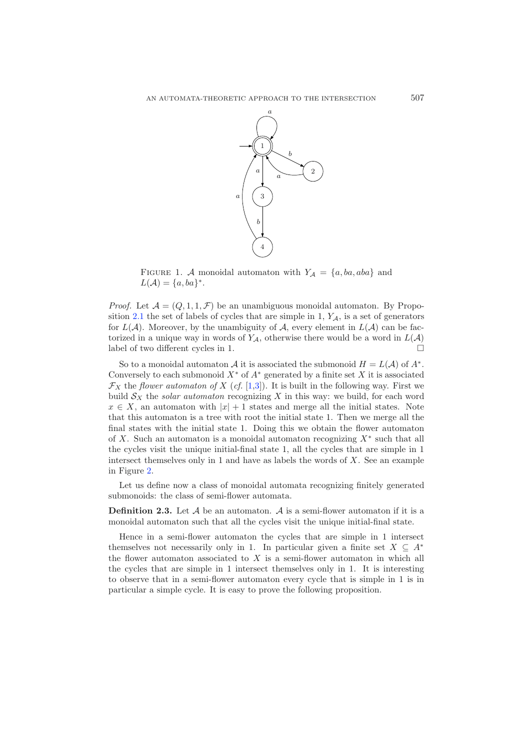FIGURE 1. $\mathcal{A}$ monoidal automaton with $Y_{\mathcal{A}} = \{a, ba, aba\}$ and $L(\mathcal{A}) = \{a, ba\}^*$.

*Proof.* Let $\mathcal{A} = (Q, 1, 1, \mathcal{F})$ be an unambiguous monoidal automaton. By Proposition 2.1 the set of labels of cycles that are simple in 1, $Y_{\mathcal{A}}$, is a set of generators for $L(\mathcal{A})$. Moreover, by the unambiguity of $\mathcal{A}$, every element in $L(\mathcal{A})$ can be factorized in a unique way in words of $Y_{\mathcal{A}}$, otherwise there would be a word in $L(\mathcal{A})$ label of two different cycles in 1. □

So to a monoidal automaton $\mathcal{A}$ it is associated the submonoid $H = L(\mathcal{A})$ of $A^*$. Conversely to each submonoid $X^*$ of $A^*$ generated by a finite set $X$ it is associated $\mathcal{F}_X$ the *flower automaton of* $X$ (*cf.* [1,3]). It is built in the following way. First we build $\mathcal{S}_X$ the *solar automaton* recognizing $X$ in this way: we build, for each word $x \in X$, an automaton with $|x| + 1$ states and merge all the initial states. Note that this automaton is a tree with root the initial state 1. Then we merge all the final states with the initial state 1. Doing this we obtain the flower automaton of $X$. Such an automaton is a monoidal automaton recognizing $X^*$ such that all the cycles visit the unique initial-final state 1, all the cycles that are simple in 1 intersect themselves only in 1 and have as labels the words of $X$. See an example in Figure 2.

Let us define now a class of monoidal automata recognizing finitely generated submonoids: the class of semi-flower automata.

**Definition 2.3.** Let $\mathcal{A}$ be an automaton. $\mathcal{A}$ is a semi-flower automaton if it is a monoidal automaton such that all the cycles visit the unique initial-final state.

Hence in a semi-flower automaton the cycles that are simple in 1 intersect themselves not necessarily only in 1. In particular given a finite set $X \subseteq A^*$ the flower automaton associated to $X$ is a semi-flower automaton in which all the cycles that are simple in 1 intersect themselves only in 1. It is interesting to observe that in a semi-flower automaton every cycle that is simple in 1 is in particular a simple cycle. It is easy to prove the following proposition.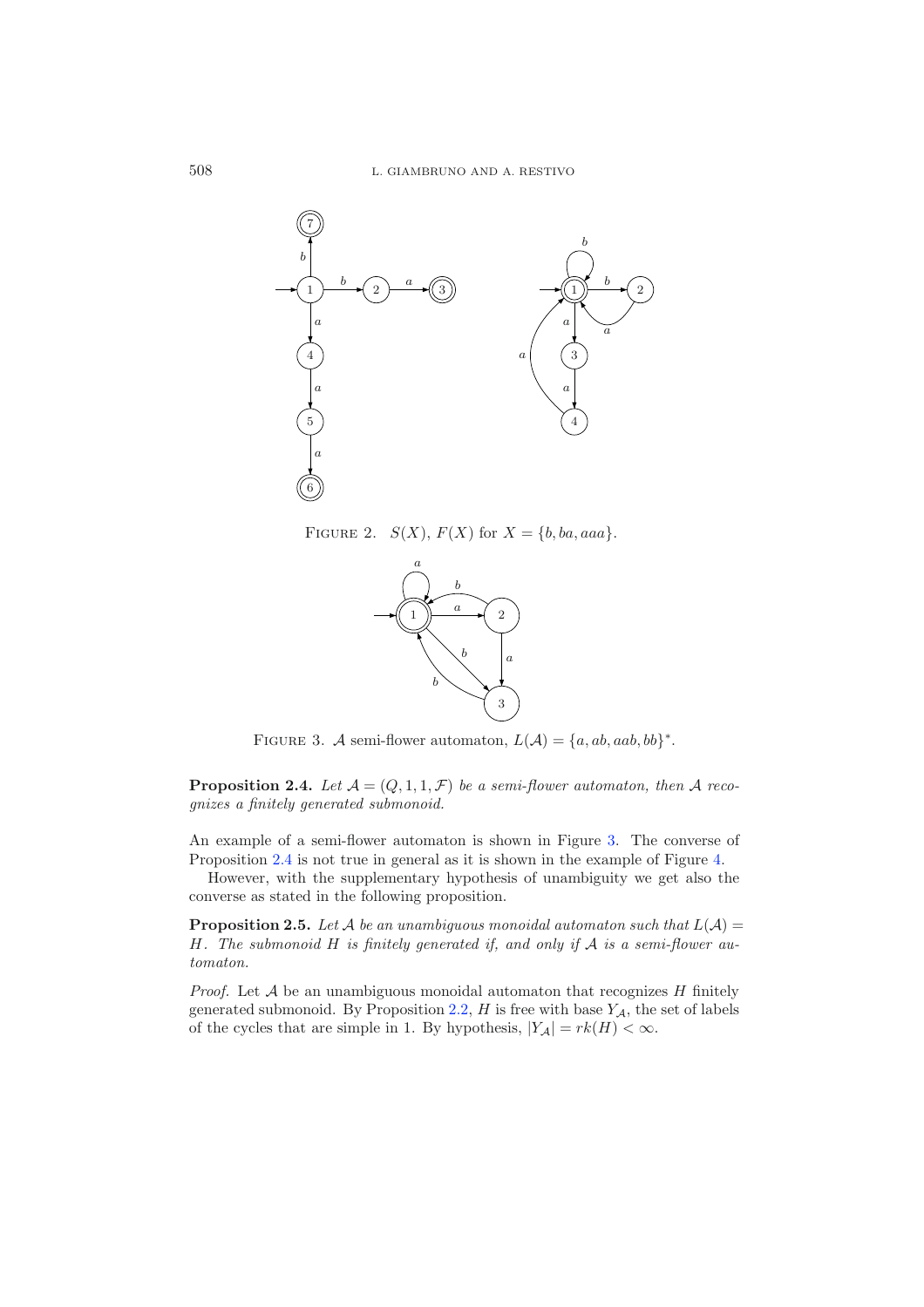FIGURE 2. $S(X)$, $F(X)$ for $X = \{b, ba, aaa\}$.

FIGURE 3. $\mathcal{A}$ semi-flower automaton, $L(\mathcal{A}) = \{a, ab, aab, bb\}^*$.

**Proposition 2.4.** *Let $\mathcal{A} = (Q, 1, 1, \mathcal{F})$ be a semi-flower automaton, then $\mathcal{A}$ recognizes a finitely generated submonoid.*

An example of a semi-flower automaton is shown in Figure 3. The converse of Proposition 2.4 is not true in general as it is shown in the example of Figure 4.

However, with the supplementary hypothesis of unambiguity we get also the converse as stated in the following proposition.

**Proposition 2.5.** *Let $\mathcal{A}$ be an unambiguous monoidal automaton such that $L(\mathcal{A}) = H$. The submonoid $H$ is finitely generated if, and only if $\mathcal{A}$ is a semi-flower automaton.*

*Proof.* Let $\mathcal{A}$ be an unambiguous monoidal automaton that recognizes $H$ finitely generated submonoid. By Proposition 2.2, $H$ is free with base $Y_{\mathcal{A}}$, the set of labels of the cycles that are simple in 1. By hypothesis, $|Y_{\mathcal{A}}| = rk(H) < \infty$.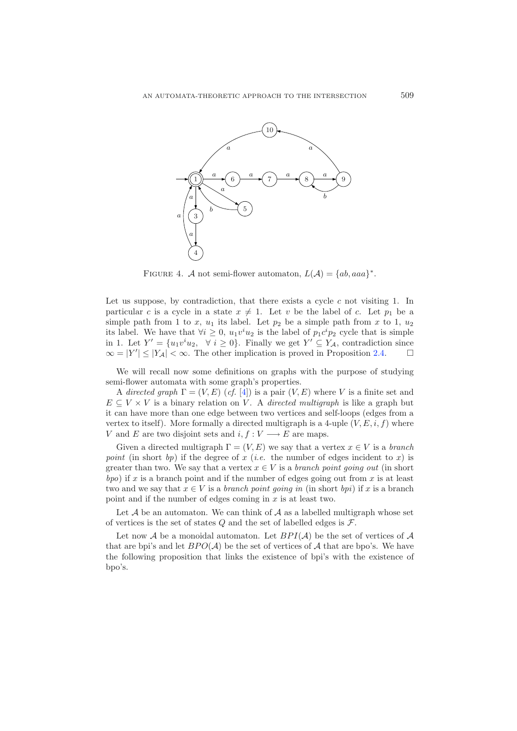FIGURE 4. $\mathcal{A}$ not semi-flower automaton, $L(\mathcal{A}) = \{ab, aaa\}^*$.

Let us suppose, by contradiction, that there exists a cycle $c$ not visiting 1. In particular $c$ is a cycle in a state $x \neq 1$. Let $v$ be the label of $c$. Let $p_1$ be a simple path from 1 to $x$, $u_1$ its label. Let $p_2$ be a simple path from $x$ to 1, $u_2$ its label. We have that $\forall i \geq 0$, $u_1 v^i u_2$ is the label of $p_1 c^i p_2$ cycle that is simple in 1. Let $Y' = \{u_1 v^i u_2, \;\; \forall\, i \geq 0\}$. Finally we get $Y' \subseteq Y_{\mathcal{A}}$, contradiction since $\infty = |Y'| \leq |Y_{\mathcal{A}}| < \infty$. The other implication is proved in Proposition 2.4. $\square$

We will recall now some definitions on graphs with the purpose of studying semi-flower automata with some graph's properties.

A *directed graph* $\Gamma = (V, E)$ (*cf.* [4]) is a pair $(V, E)$ where $V$ is a finite set and $E \subseteq V \times V$ is a binary relation on $V$. A *directed multigraph* is like a graph but it can have more than one edge between two vertices and self-loops (edges from a vertex to itself). More formally a directed multigraph is a 4-uple $(V, E, i, f)$ where $V$ and $E$ are two disjoint sets and $i, f : V \longrightarrow E$ are maps.

Given a directed multigraph $\Gamma = (V, E)$ we say that a vertex $x \in V$ is a *branch point* (in short *bp*) if the degree of $x$ (*i.e.* the number of edges incident to $x$) is greater than two. We say that a vertex $x \in V$ is a *branch point going out* (in short *bpo*) if $x$ is a branch point and if the number of edges going out from $x$ is at least two and we say that $x \in V$ is a *branch point going in* (in short *bpi*) if $x$ is a branch point and if the number of edges coming in $x$ is at least two.

Let $\mathcal{A}$ be an automaton. We can think of $\mathcal{A}$ as a labelled multigraph whose set of vertices is the set of states $Q$ and the set of labelled edges is $\mathcal{F}$.

Let now $\mathcal{A}$ be a monoidal automaton. Let $BPI(\mathcal{A})$ be the set of vertices of $\mathcal{A}$ that are bpi's and let $BPO(\mathcal{A})$ be the set of vertices of $\mathcal{A}$ that are bpo's. We have the following proposition that links the existence of bpi's with the existence of bpo's.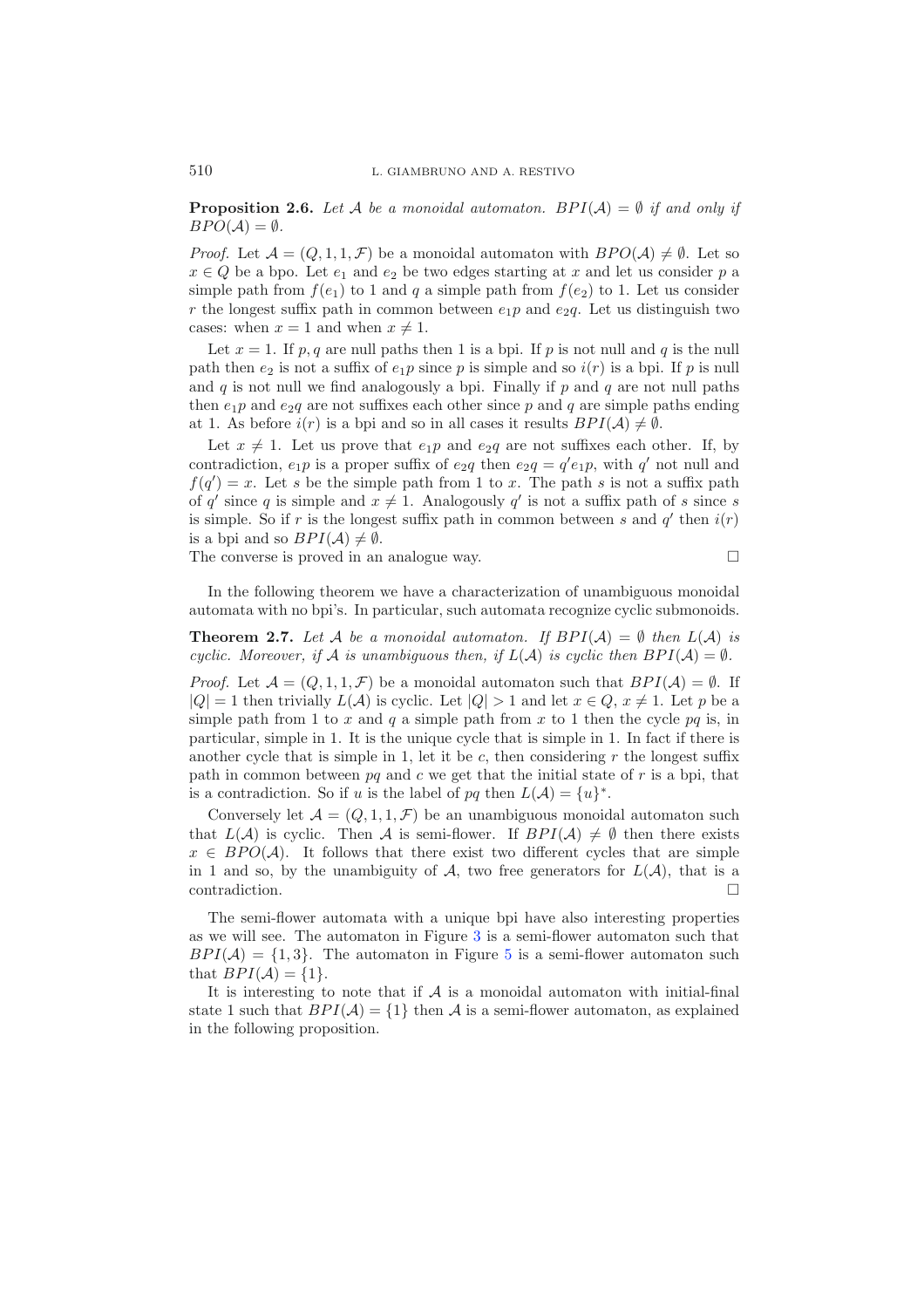**Proposition 2.6.** *Let $\mathcal{A}$ be a monoidal automaton. $BPI(\mathcal{A}) = \emptyset$ if and only if $BPO(\mathcal{A}) = \emptyset$.*

*Proof.* Let $\mathcal{A} = (Q, 1, 1, \mathcal{F})$ be a monoidal automaton with $BPO(\mathcal{A}) \neq \emptyset$. Let so $x \in Q$ be a bpo. Let $e_1$ and $e_2$ be two edges starting at $x$ and let us consider $p$ a simple path from $f(e_1)$ to 1 and $q$ a simple path from $f(e_2)$ to 1. Let us consider $r$ the longest suffix path in common between $e_1 p$ and $e_2 q$. Let us distinguish two cases: when $x = 1$ and when $x \neq 1$.

Let $x = 1$. If $p, q$ are null paths then 1 is a bpi. If $p$ is not null and $q$ is the null path then $e_2$ is not a suffix of $e_1 p$ since $p$ is simple and so $i(r)$ is a bpi. If $p$ is null and $q$ is not null we find analogously a bpi. Finally if $p$ and $q$ are not null paths then $e_1 p$ and $e_2 q$ are not suffixes each other since $p$ and $q$ are simple paths ending at 1. As before $i(r)$ is a bpi and so in all cases it results $BPI(\mathcal{A}) \neq \emptyset$.

Let $x \neq 1$. Let us prove that $e_1 p$ and $e_2 q$ are not suffixes each other. If, by contradiction, $e_1 p$ is a proper suffix of $e_2 q$ then $e_2 q = q' e_1 p$, with $q'$ not null and $f(q') = x$. Let $s$ be the simple path from 1 to $x$. The path $s$ is not a suffix path of $q'$ since $q$ is simple and $x \neq 1$. Analogously $q'$ is not a suffix path of $s$ since $s$ is simple. So if $r$ is the longest suffix path in common between $s$ and $q'$ then $i(r)$ is a bpi and so $BPI(\mathcal{A}) \neq \emptyset$.
The converse is proved in an analogue way. □

In the following theorem we have a characterization of unambiguous monoidal automata with no bpi's. In particular, such automata recognize cyclic submonoids.

**Theorem 2.7.** *Let $\mathcal{A}$ be a monoidal automaton. If $BPI(\mathcal{A}) = \emptyset$ then $L(\mathcal{A})$ is cyclic. Moreover, if $\mathcal{A}$ is unambiguous then, if $L(\mathcal{A})$ is cyclic then $BPI(\mathcal{A}) = \emptyset$.*

*Proof.* Let $\mathcal{A} = (Q, 1, 1, \mathcal{F})$ be a monoidal automaton such that $BPI(\mathcal{A}) = \emptyset$. If $|Q| = 1$ then trivially $L(\mathcal{A})$ is cyclic. Let $|Q| > 1$ and let $x \in Q$, $x \neq 1$. Let $p$ be a simple path from 1 to $x$ and $q$ a simple path from $x$ to 1 then the cycle $pq$ is, in particular, simple in 1. It is the unique cycle that is simple in 1. In fact if there is another cycle that is simple in 1, let it be $c$, then considering $r$ the longest suffix path in common between $pq$ and $c$ we get that the initial state of $r$ is a bpi, that is a contradiction. So if $u$ is the label of $pq$ then $L(\mathcal{A}) = \{u\}^*$.

Conversely let $\mathcal{A} = (Q, 1, 1, \mathcal{F})$ be an unambiguous monoidal automaton such that $L(\mathcal{A})$ is cyclic. Then $\mathcal{A}$ is semi-flower. If $BPI(\mathcal{A}) \neq \emptyset$ then there exists $x \in BPO(\mathcal{A})$. It follows that there exist two different cycles that are simple in 1 and so, by the unambiguity of $\mathcal{A}$, two free generators for $L(\mathcal{A})$, that is a contradiction. □

The semi-flower automata with a unique bpi have also interesting properties as we will see. The automaton in Figure 3 is a semi-flower automaton such that $BPI(\mathcal{A}) = \{1, 3\}$. The automaton in Figure 5 is a semi-flower automaton such that $BPI(\mathcal{A}) = \{1\}$.

It is interesting to note that if $\mathcal{A}$ is a monoidal automaton with initial-final state 1 such that $BPI(\mathcal{A}) = \{1\}$ then $\mathcal{A}$ is a semi-flower automaton, as explained in the following proposition.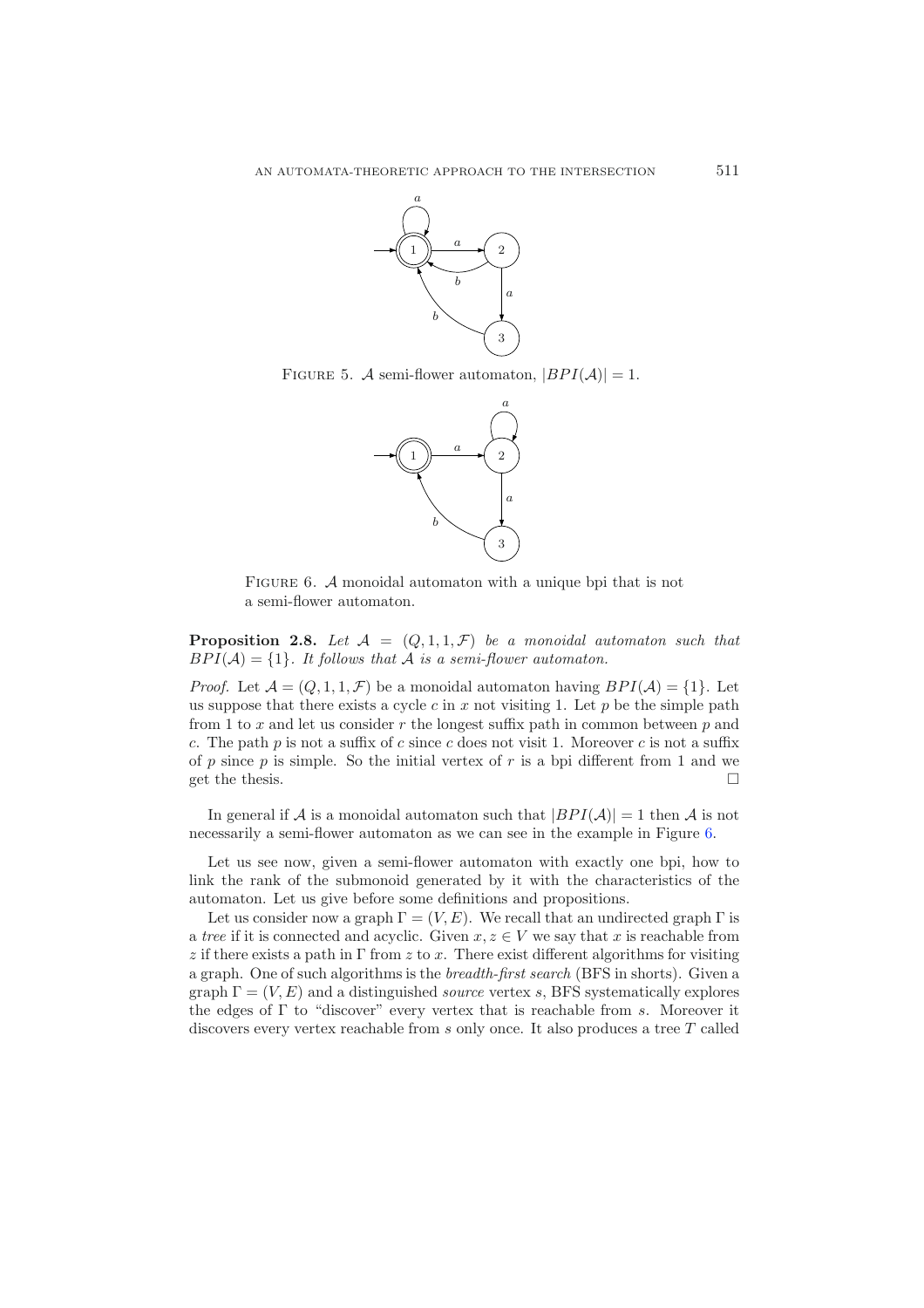FIGURE 5. $\mathcal{A}$ semi-flower automaton, $|BPI(\mathcal{A})| = 1$.

FIGURE 6. $\mathcal{A}$ monoidal automaton with a unique bpi that is not a semi-flower automaton.

**Proposition 2.8.** *Let $\mathcal{A} = (Q, 1, 1, \mathcal{F})$ be a monoidal automaton such that $BPI(\mathcal{A}) = \{1\}$. It follows that $\mathcal{A}$ is a semi-flower automaton.*

*Proof.* Let $\mathcal{A} = (Q, 1, 1, \mathcal{F})$ be a monoidal automaton having $BPI(\mathcal{A}) = \{1\}$. Let us suppose that there exists a cycle $c$ in $x$ not visiting 1. Let $p$ be the simple path from 1 to $x$ and let us consider $r$ the longest suffix path in common between $p$ and $c$. The path $p$ is not a suffix of $c$ since $c$ does not visit 1. Moreover $c$ is not a suffix of $p$ since $p$ is simple. So the initial vertex of $r$ is a bpi different from 1 and we get the thesis. $\square$

In general if $\mathcal{A}$ is a monoidal automaton such that $|BPI(\mathcal{A})| = 1$ then $\mathcal{A}$ is not necessarily a semi-flower automaton as we can see in the example in Figure 6.

Let us see now, given a semi-flower automaton with exactly one bpi, how to link the rank of the submonoid generated by it with the characteristics of the automaton. Let us give before some definitions and propositions.

Let us consider now a graph $\Gamma = (V, E)$. We recall that an undirected graph $\Gamma$ is a *tree* if it is connected and acyclic. Given $x, z \in V$ we say that $x$ is reachable from $z$ if there exists a path in $\Gamma$ from $z$ to $x$. There exist different algorithms for visiting a graph. One of such algorithms is the *breadth-first search* (BFS in shorts). Given a graph $\Gamma = (V, E)$ and a distinguished *source* vertex $s$, BFS systematically explores the edges of $\Gamma$ to "discover" every vertex that is reachable from $s$. Moreover it discovers every vertex reachable from $s$ only once. It also produces a tree $T$ called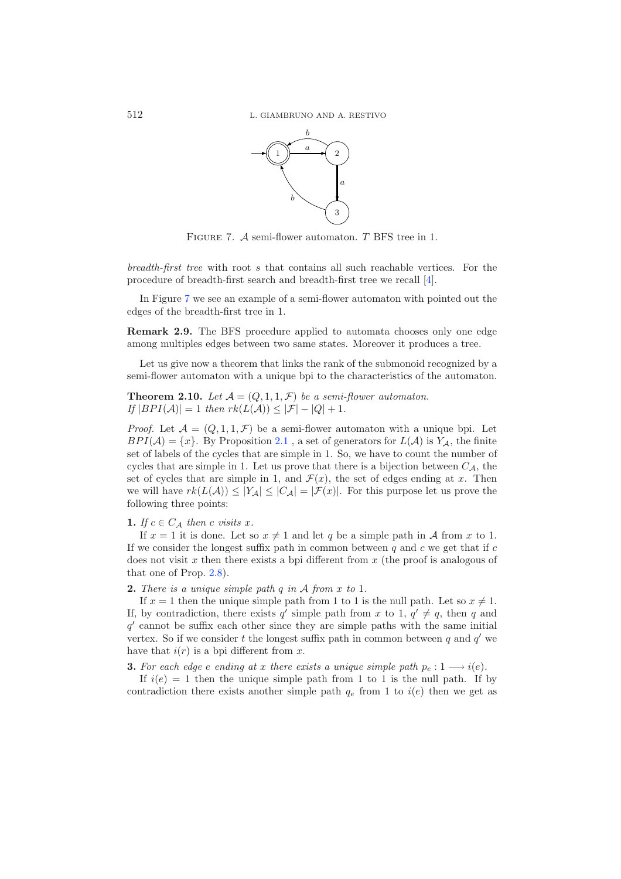FIGURE 7. $\mathcal{A}$ semi-flower automaton. $T$ BFS tree in 1.

*breadth-first tree* with root $s$ that contains all such reachable vertices. For the procedure of breadth-first search and breadth-first tree we recall [4].

In Figure 7 we see an example of a semi-flower automaton with pointed out the edges of the breadth-first tree in 1.

**Remark 2.9.** The BFS procedure applied to automata chooses only one edge among multiples edges between two same states. Moreover it produces a tree.

Let us give now a theorem that links the rank of the submonoid recognized by a semi-flower automaton with a unique bpi to the characteristics of the automaton.

**Theorem 2.10.** *Let $\mathcal{A} = (Q, 1, 1, \mathcal{F})$ be a semi-flower automaton. If $|BPI(\mathcal{A})| = 1$ then $rk(L(\mathcal{A})) \leq |\mathcal{F}| - |Q| + 1$.*

*Proof.* Let $\mathcal{A} = (Q, 1, 1, \mathcal{F})$ be a semi-flower automaton with a unique bpi. Let $BPI(\mathcal{A}) = \{x\}$. By Proposition 2.1 , a set of generators for $L(\mathcal{A})$ is $Y_{\mathcal{A}}$, the finite set of labels of the cycles that are simple in 1. So, we have to count the number of cycles that are simple in 1. Let us prove that there is a bijection between $C_{\mathcal{A}}$, the set of cycles that are simple in 1, and $\mathcal{F}(x)$, the set of edges ending at $x$. Then we will have $rk(L(\mathcal{A})) \leq |Y_{\mathcal{A}}| \leq |C_{\mathcal{A}}| = |\mathcal{F}(x)|$. For this purpose let us prove the following three points:

**1.** *If $c \in C_{\mathcal{A}}$ then $c$ visits $x$.*

If $x = 1$ it is done. Let so $x \neq 1$ and let $q$ be a simple path in $\mathcal{A}$ from $x$ to 1. If we consider the longest suffix path in common between $q$ and $c$ we get that if $c$ does not visit $x$ then there exists a bpi different from $x$ (the proof is analogous of that one of Prop. 2.8).

**2.** *There is a unique simple path $q$ in $\mathcal{A}$ from $x$ to 1.*

If $x = 1$ then the unique simple path from 1 to 1 is the null path. Let so $x \neq 1$. If, by contradiction, there exists $q'$ simple path from $x$ to 1, $q' \neq q$, then $q$ and $q'$ cannot be suffix each other since they are simple paths with the same initial vertex. So if we consider $t$ the longest suffix path in common between $q$ and $q'$ we have that $i(r)$ is a bpi different from $x$.

**3.** *For each edge $e$ ending at $x$ there exists a unique simple path $p_e : 1 \longrightarrow i(e)$.*

If $i(e) = 1$ then the unique simple path from 1 to 1 is the null path. If by contradiction there exists another simple path $q_e$ from 1 to $i(e)$ then we get as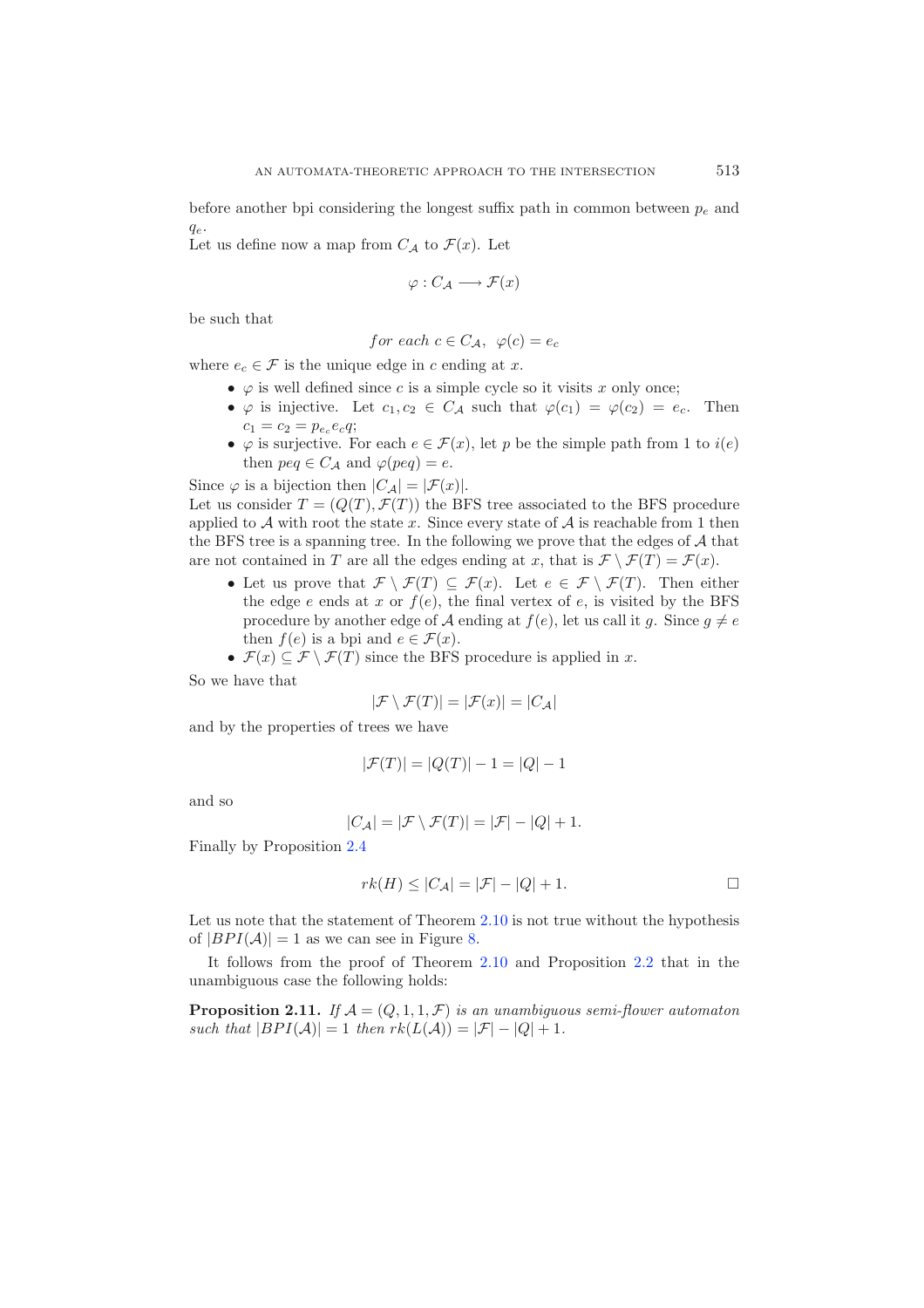before another bpi considering the longest suffix path in common between $p_e$ and $q_e$.
Let us define now a map from $C_{\mathcal{A}}$ to $\mathcal{F}(x)$. Let

$$\varphi : C_{\mathcal{A}} \longrightarrow \mathcal{F}(x)$$

be such that

$$\textit{for each } c \in C_{\mathcal{A}},\ \ \varphi(c) = e_c$$

where $e_c \in \mathcal{F}$ is the unique edge in $c$ ending at $x$.

- $\varphi$ is well defined since $c$ is a simple cycle so it visits $x$ only once;
- $\varphi$ is injective. Let $c_1, c_2 \in C_{\mathcal{A}}$ such that $\varphi(c_1) = \varphi(c_2) = e_c$. Then $c_1 = c_2 = p_{e_c} e_c q$;
- $\varphi$ is surjective. For each $e \in \mathcal{F}(x)$, let $p$ be the simple path from 1 to $i(e)$ then $peq \in C_{\mathcal{A}}$ and $\varphi(peq) = e$.

Since $\varphi$ is a bijection then $|C_{\mathcal{A}}| = |\mathcal{F}(x)|$.
Let us consider $T = (Q(T), \mathcal{F}(T))$ the BFS tree associated to the BFS procedure applied to $\mathcal{A}$ with root the state $x$. Since every state of $\mathcal{A}$ is reachable from 1 then the BFS tree is a spanning tree. In the following we prove that the edges of $\mathcal{A}$ that are not contained in $T$ are all the edges ending at $x$, that is $\mathcal{F} \setminus \mathcal{F}(T) = \mathcal{F}(x)$.

- Let us prove that $\mathcal{F} \setminus \mathcal{F}(T) \subseteq \mathcal{F}(x)$. Let $e \in \mathcal{F} \setminus \mathcal{F}(T)$. Then either the edge $e$ ends at $x$ or $f(e)$, the final vertex of $e$, is visited by the BFS procedure by another edge of $\mathcal{A}$ ending at $f(e)$, let us call it $g$. Since $g \neq e$ then $f(e)$ is a bpi and $e \in \mathcal{F}(x)$.
- $\mathcal{F}(x) \subseteq \mathcal{F} \setminus \mathcal{F}(T)$ since the BFS procedure is applied in $x$.

So we have that

$$|\mathcal{F} \setminus \mathcal{F}(T)| = |\mathcal{F}(x)| = |C_{\mathcal{A}}|$$

and by the properties of trees we have

$$|\mathcal{F}(T)| = |Q(T)| - 1 = |Q| - 1$$

and so

$$|C_{\mathcal{A}}| = |\mathcal{F} \setminus \mathcal{F}(T)| = |\mathcal{F}| - |Q| + 1.$$

Finally by Proposition 2.4

$$rk(H) \leq |C_{\mathcal{A}}| = |\mathcal{F}| - |Q| + 1. \qquad \square$$

Let us note that the statement of Theorem 2.10 is not true without the hypothesis of $|BPI(\mathcal{A})| = 1$ as we can see in Figure 8.

It follows from the proof of Theorem 2.10 and Proposition 2.2 that in the unambiguous case the following holds:

**Proposition 2.11.** *If $\mathcal{A} = (Q, 1, 1, \mathcal{F})$ is an unambiguous semi-flower automaton such that $|BPI(\mathcal{A})| = 1$ then $rk(L(\mathcal{A})) = |\mathcal{F}| - |Q| + 1$.*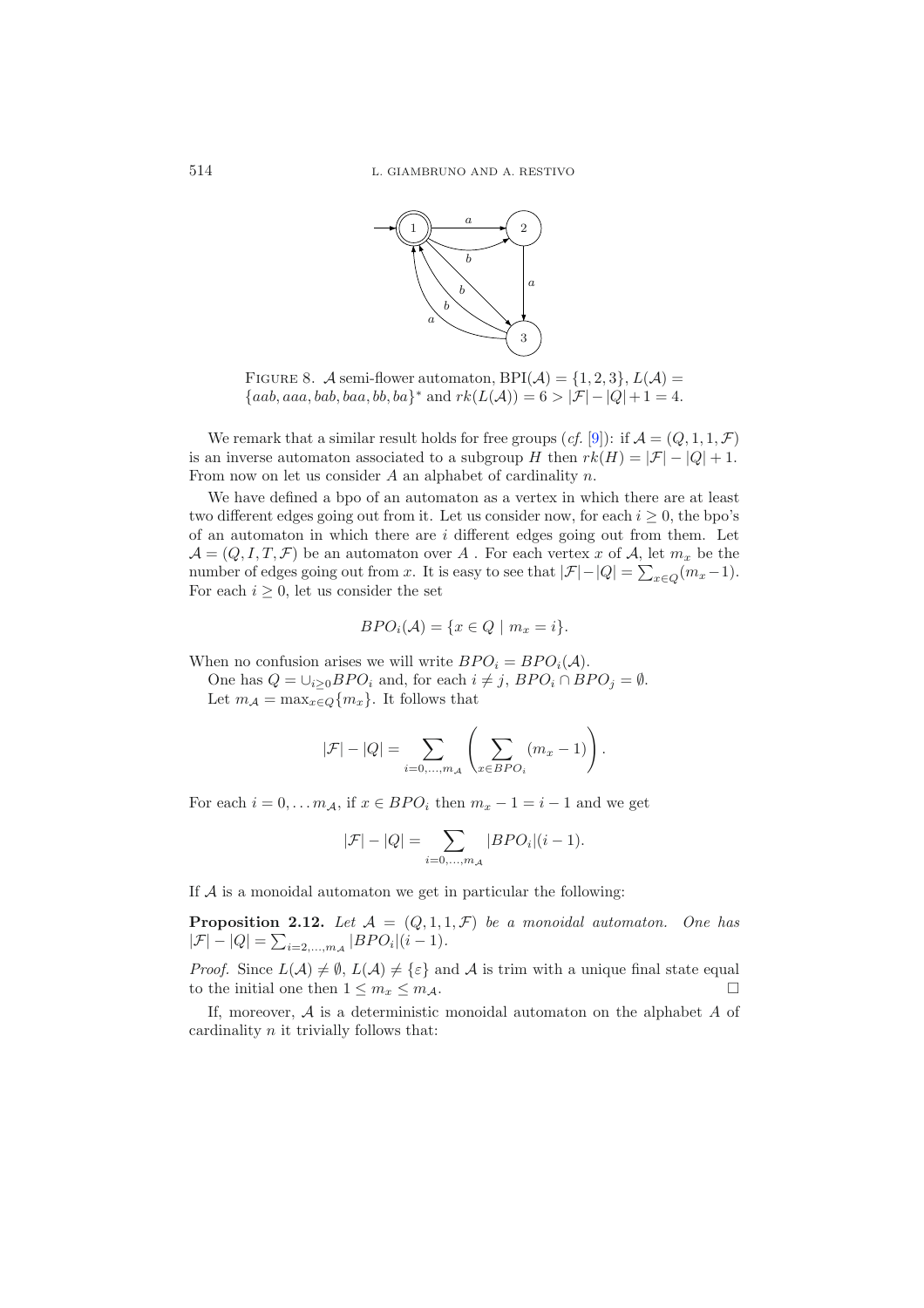FIGURE 8. $\mathcal{A}$ semi-flower automaton, $\mathrm{BPI}(\mathcal{A}) = \{1, 2, 3\}$, $L(\mathcal{A}) = \{aab, aaa, bab, baa, bb, ba\}^*$ and $rk(L(\mathcal{A})) = 6 > |\mathcal{F}| - |Q| + 1 = 4$.

We remark that a similar result holds for free groups (*cf.* [9]): if $\mathcal{A} = (Q, 1, 1, \mathcal{F})$ is an inverse automaton associated to a subgroup $H$ then $rk(H) = |\mathcal{F}| - |Q| + 1$. From now on let us consider $A$ an alphabet of cardinality $n$.

We have defined a bpo of an automaton as a vertex in which there are at least two different edges going out from it. Let us consider now, for each $i \geq 0$, the bpo's of an automaton in which there are $i$ different edges going out from them. Let $\mathcal{A} = (Q, I, T, \mathcal{F})$ be an automaton over $A$ . For each vertex $x$ of $\mathcal{A}$, let $m_x$ be the number of edges going out from $x$. It is easy to see that $|\mathcal{F}| - |Q| = \sum_{x \in Q}(m_x - 1)$. For each $i \geq 0$, let us consider the set

$$BPO_i(\mathcal{A}) = \{x \in Q \mid m_x = i\}.$$

When no confusion arises we will write $BPO_i = BPO_i(\mathcal{A})$.

One has $Q = \cup_{i \geq 0} BPO_i$ and, for each $i \neq j$, $BPO_i \cap BPO_j = \emptyset$.

Let $m_{\mathcal{A}} = \max_{x \in Q}\{m_x\}$. It follows that

$$|\mathcal{F}| - |Q| = \sum_{i=0,\ldots,m_{\mathcal{A}}} \left( \sum_{x \in BPO_i} (m_x - 1) \right).$$

For each $i = 0, \ldots m_{\mathcal{A}}$, if $x \in BPO_i$ then $m_x - 1 = i - 1$ and we get

$$|\mathcal{F}| - |Q| = \sum_{i=0,\ldots,m_{\mathcal{A}}} |BPO_i|(i - 1).$$

If $\mathcal{A}$ is a monoidal automaton we get in particular the following:

**Proposition 2.12.** *Let $\mathcal{A} = (Q, 1, 1, \mathcal{F})$ be a monoidal automaton. One has $|\mathcal{F}| - |Q| = \sum_{i=2,\ldots,m_{\mathcal{A}}} |BPO_i|(i - 1)$.*

*Proof.* Since $L(\mathcal{A}) \neq \emptyset$, $L(\mathcal{A}) \neq \{\varepsilon\}$ and $\mathcal{A}$ is trim with a unique final state equal to the initial one then $1 \leq m_x \leq m_{\mathcal{A}}$. □

If, moreover, $\mathcal{A}$ is a deterministic monoidal automaton on the alphabet $A$ of cardinality $n$ it trivially follows that: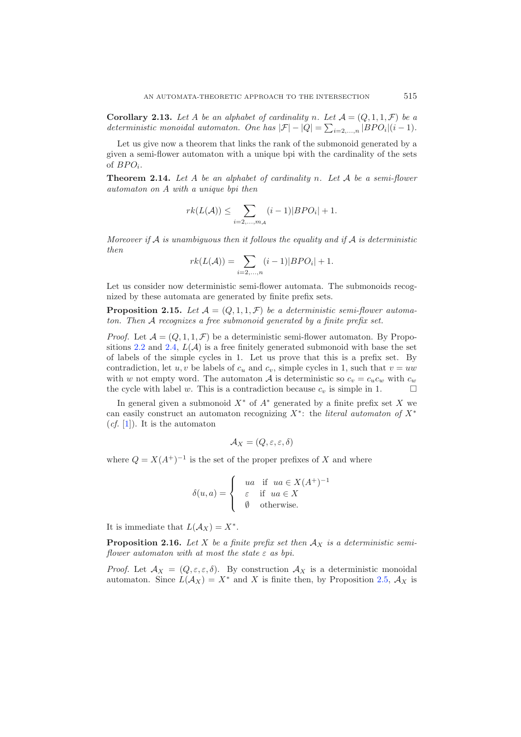**Corollary 2.13.** *Let $A$ be an alphabet of cardinality $n$. Let $\mathcal{A} = (Q, 1, 1, \mathcal{F})$ be a deterministic monoidal automaton. One has $|\mathcal{F}| - |Q| = \sum_{i=2,\ldots,n} |BPO_i|(i-1)$.*

Let us give now a theorem that links the rank of the submonoid generated by a given a semi-flower automaton with a unique bpi with the cardinality of the sets of $BPO_i$.

**Theorem 2.14.** *Let $A$ be an alphabet of cardinality $n$. Let $\mathcal{A}$ be a semi-flower automaton on $A$ with a unique bpi then*

$$rk(L(\mathcal{A})) \leq \sum_{i=2,\ldots,m_{\mathcal{A}}} (i-1)|BPO_i| + 1.$$

*Moreover if $\mathcal{A}$ is unambiguous then it follows the equality and if $\mathcal{A}$ is deterministic then*

$$rk(L(\mathcal{A})) = \sum_{i=2,\ldots,n} (i-1)|BPO_i| + 1.$$

Let us consider now deterministic semi-flower automata. The submonoids recognized by these automata are generated by finite prefix sets.

**Proposition 2.15.** *Let $\mathcal{A} = (Q, 1, 1, \mathcal{F})$ be a deterministic semi-flower automaton. Then $\mathcal{A}$ recognizes a free submonoid generated by a finite prefix set.*

*Proof.* Let $\mathcal{A} = (Q, 1, 1, \mathcal{F})$ be a deterministic semi-flower automaton. By Propositions 2.2 and 2.4, $L(\mathcal{A})$ is a free finitely generated submonoid with base the set of labels of the simple cycles in 1. Let us prove that this is a prefix set. By contradiction, let $u, v$ be labels of $c_u$ and $c_v$, simple cycles in 1, such that $v = uw$ with $w$ not empty word. The automaton $\mathcal{A}$ is deterministic so $c_v = c_u c_w$ with $c_w$ the cycle with label $w$. This is a contradiction because $c_v$ is simple in 1. $\square$

In general given a submonoid $X^*$ of $A^*$ generated by a finite prefix set $X$ we can easily construct an automaton recognizing $X^*$: the *literal automaton of* $X^*$ (*cf.* [1]). It is the automaton

$$\mathcal{A}_X = (Q, \varepsilon, \varepsilon, \delta)$$

where $Q = X(A^+)^{-1}$ is the set of the proper prefixes of $X$ and where

$$\delta(u, a) = \begin{cases} ua & \text{if } \; ua \in X(A^+)^{-1} \\ \varepsilon & \text{if } \; ua \in X \\ \emptyset & \text{otherwise.} \end{cases}$$

It is immediate that $L(\mathcal{A}_X) = X^*$.

**Proposition 2.16.** *Let $X$ be a finite prefix set then $\mathcal{A}_X$ is a deterministic semi-flower automaton with at most the state $\varepsilon$ as bpi.*

*Proof.* Let $\mathcal{A}_X = (Q, \varepsilon, \varepsilon, \delta)$. By construction $\mathcal{A}_X$ is a deterministic monoidal automaton. Since $L(\mathcal{A}_X) = X^*$ and $X$ is finite then, by Proposition 2.5, $\mathcal{A}_X$ is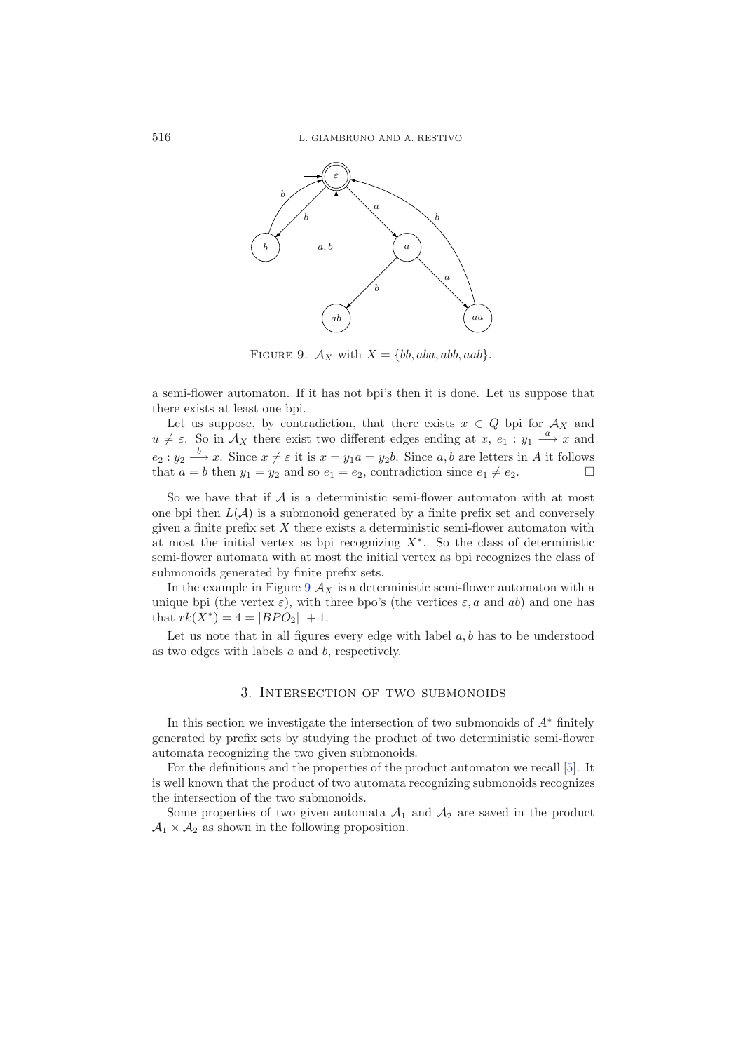FIGURE 9. $\mathcal{A}_X$ with $X = \{bb, aba, abb, aab\}$.

a semi-flower automaton. If it has not bpi's then it is done. Let us suppose that there exists at least one bpi.

Let us suppose, by contradiction, that there exists $x \in Q$ bpi for $\mathcal{A}_X$ and $u \neq \varepsilon$. So in $\mathcal{A}_X$ there exist two different edges ending at $x$, $e_1 : y_1 \xrightarrow{a} x$ and $e_2 : y_2 \xrightarrow{b} x$. Since $x \neq \varepsilon$ it is $x = y_1 a = y_2 b$. Since $a, b$ are letters in $A$ it follows that $a = b$ then $y_1 = y_2$ and so $e_1 = e_2$, contradiction since $e_1 \neq e_2$. □

So we have that if $\mathcal{A}$ is a deterministic semi-flower automaton with at most one bpi then $L(\mathcal{A})$ is a submonoid generated by a finite prefix set and conversely given a finite prefix set $X$ there exists a deterministic semi-flower automaton with at most the initial vertex as bpi recognizing $X^*$. So the class of deterministic semi-flower automata with at most the initial vertex as bpi recognizes the class of submonoids generated by finite prefix sets.

In the example in Figure 9 $\mathcal{A}_X$ is a deterministic semi-flower automaton with a unique bpi (the vertex $\varepsilon$), with three bpo's (the vertices $\varepsilon, a$ and $ab$) and one has that $rk(X^*) = 4 = |BPO_2| + 1$.

Let us note that in all figures every edge with label $a, b$ has to be understood as two edges with labels $a$ and $b$, respectively.

## 3. Intersection of two submonoids

In this section we investigate the intersection of two submonoids of $A^*$ finitely generated by prefix sets by studying the product of two deterministic semi-flower automata recognizing the two given submonoids.

For the definitions and the properties of the product automaton we recall [5]. It is well known that the product of two automata recognizing submonoids recognizes the intersection of the two submonoids.

Some properties of two given automata $\mathcal{A}_1$ and $\mathcal{A}_2$ are saved in the product $\mathcal{A}_1 \times \mathcal{A}_2$ as shown in the following proposition.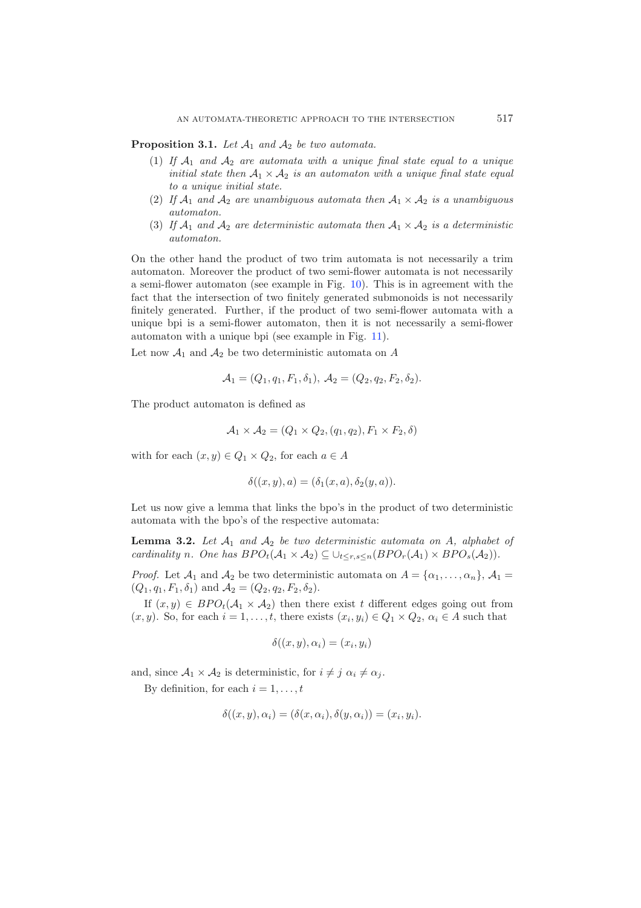**Proposition 3.1.** *Let $\mathcal{A}_1$ and $\mathcal{A}_2$ be two automata.*

1. *If $\mathcal{A}_1$ and $\mathcal{A}_2$ are automata with a unique final state equal to a unique initial state then $\mathcal{A}_1 \times \mathcal{A}_2$ is an automaton with a unique final state equal to a unique initial state.*
2. *If $\mathcal{A}_1$ and $\mathcal{A}_2$ are unambiguous automata then $\mathcal{A}_1 \times \mathcal{A}_2$ is a unambiguous automaton.*
3. *If $\mathcal{A}_1$ and $\mathcal{A}_2$ are deterministic automata then $\mathcal{A}_1 \times \mathcal{A}_2$ is a deterministic automaton.*

On the other hand the product of two trim automata is not necessarily a trim automaton. Moreover the product of two semi-flower automata is not necessarily a semi-flower automaton (see example in Fig. 10). This is in agreement with the fact that the intersection of two finitely generated submonoids is not necessarily finitely generated. Further, if the product of two semi-flower automata with a unique bpi is a semi-flower automaton, then it is not necessarily a semi-flower automaton with a unique bpi (see example in Fig. 11).

Let now $\mathcal{A}_1$ and $\mathcal{A}_2$ be two deterministic automata on $A$

$$\mathcal{A}_1 = (Q_1, q_1, F_1, \delta_1),\ \mathcal{A}_2 = (Q_2, q_2, F_2, \delta_2).$$

The product automaton is defined as

$$\mathcal{A}_1 \times \mathcal{A}_2 = (Q_1 \times Q_2, (q_1, q_2), F_1 \times F_2, \delta)$$

with for each $(x, y) \in Q_1 \times Q_2$, for each $a \in A$

$$\delta((x, y), a) = (\delta_1(x, a), \delta_2(y, a)).$$

Let us now give a lemma that links the bpo's in the product of two deterministic automata with the bpo's of the respective automata:

**Lemma 3.2.** *Let $\mathcal{A}_1$ and $\mathcal{A}_2$ be two deterministic automata on $A$, alphabet of cardinality $n$. One has $BPO_t(\mathcal{A}_1 \times \mathcal{A}_2) \subseteq \cup_{t \leq r,s \leq n}(BPO_r(\mathcal{A}_1) \times BPO_s(\mathcal{A}_2))$.*

*Proof.* Let $\mathcal{A}_1$ and $\mathcal{A}_2$ be two deterministic automata on $A = \{\alpha_1, \dots, \alpha_n\}$, $\mathcal{A}_1 = (Q_1, q_1, F_1, \delta_1)$ and $\mathcal{A}_2 = (Q_2, q_2, F_2, \delta_2)$.

If $(x, y) \in BPO_t(\mathcal{A}_1 \times \mathcal{A}_2)$ then there exist $t$ different edges going out from $(x, y)$. So, for each $i = 1, \dots, t$, there exists $(x_i, y_i) \in Q_1 \times Q_2$, $\alpha_i \in A$ such that

$$\delta((x, y), \alpha_i) = (x_i, y_i)$$

and, since $\mathcal{A}_1 \times \mathcal{A}_2$ is deterministic, for $i \neq j$ $\alpha_i \neq \alpha_j$.

By definition, for each $i = 1, \dots, t$

$$\delta((x, y), \alpha_i) = (\delta(x, \alpha_i), \delta(y, \alpha_i)) = (x_i, y_i).$$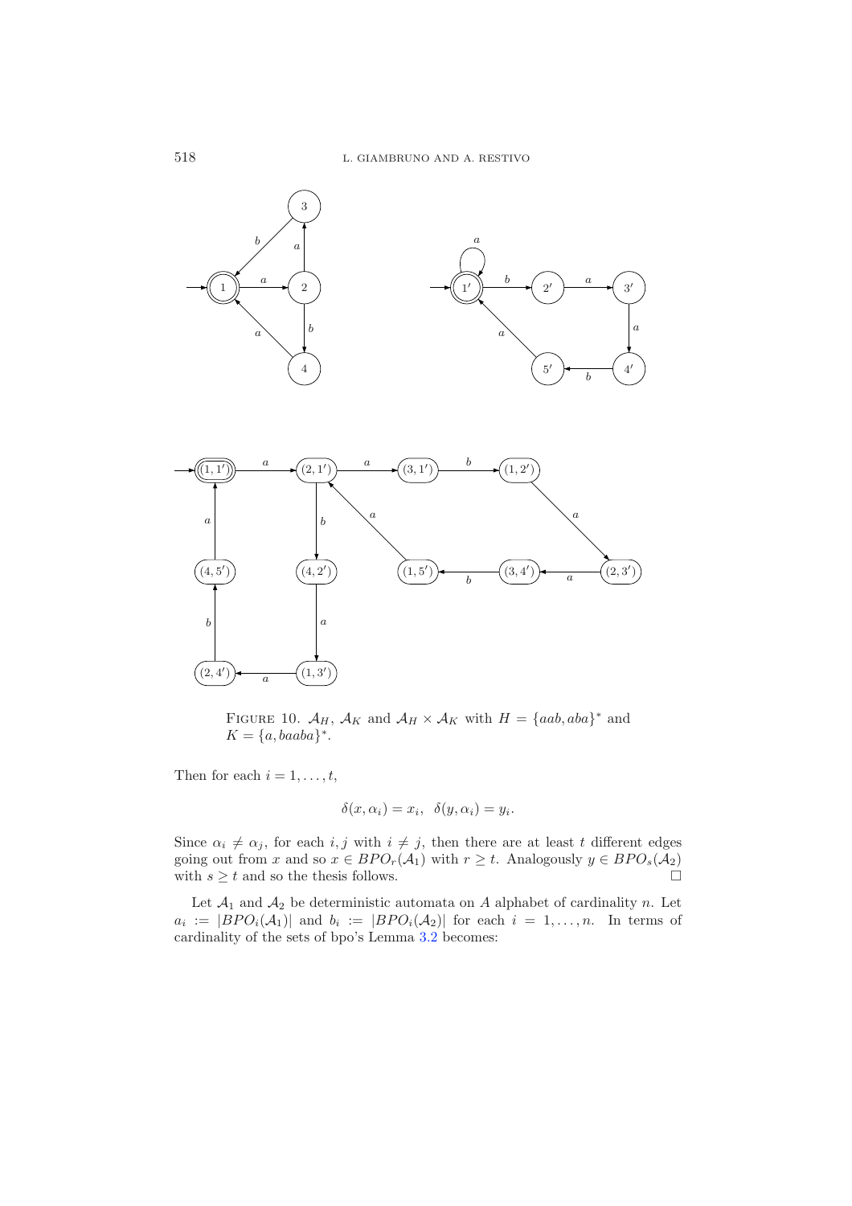FIGURE 10. $\mathcal{A}_H$, $\mathcal{A}_K$ and $\mathcal{A}_H \times \mathcal{A}_K$ with $H = \{aab, aba\}^*$ and $K = \{a, baaba\}^*$.

Then for each $i = 1, \ldots, t$,

$$\delta(x, \alpha_i) = x_i, \quad \delta(y, \alpha_i) = y_i.$$

Since $\alpha_i \neq \alpha_j$, for each $i, j$ with $i \neq j$, then there are at least $t$ different edges going out from $x$ and so $x \in BPO_r(\mathcal{A}_1)$ with $r \geq t$. Analogously $y \in BPO_s(\mathcal{A}_2)$ with $s \geq t$ and so the thesis follows. □

Let $\mathcal{A}_1$ and $\mathcal{A}_2$ be deterministic automata on $A$ alphabet of cardinality $n$. Let $a_i := |BPO_i(\mathcal{A}_1)|$ and $b_i := |BPO_i(\mathcal{A}_2)|$ for each $i = 1, \ldots, n$. In terms of cardinality of the sets of bpo's Lemma 3.2 becomes: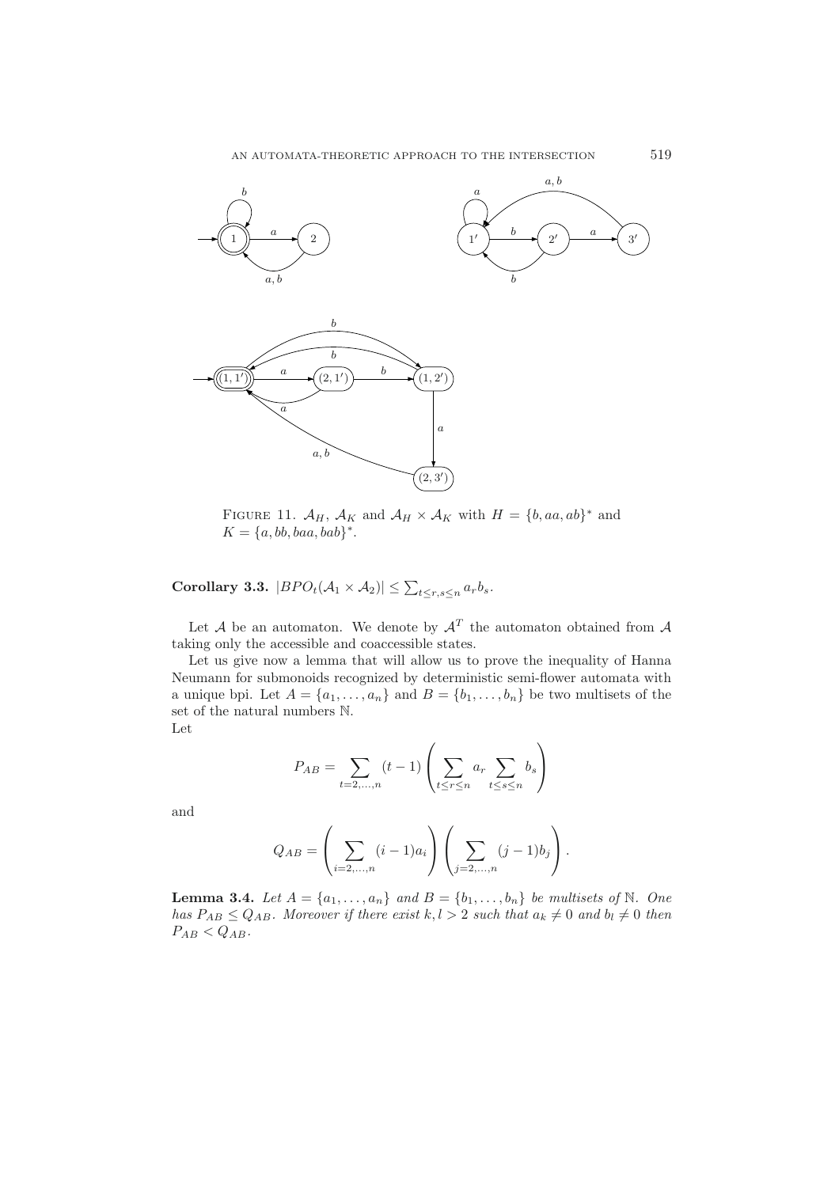FIGURE 11. $\mathcal{A}_H$, $\mathcal{A}_K$ and $\mathcal{A}_H \times \mathcal{A}_K$ with $H = \{b, aa, ab\}^*$ and $K = \{a, bb, baa, bab\}^*$.

**Corollary 3.3.** $|BPO_t(\mathcal{A}_1 \times \mathcal{A}_2)| \leq \sum_{t \leq r, s \leq n} a_r b_s$.

Let $\mathcal{A}$ be an automaton. We denote by $\mathcal{A}^T$ the automaton obtained from $\mathcal{A}$ taking only the accessible and coaccessible states.

Let us give now a lemma that will allow us to prove the inequality of Hanna Neumann for submonoids recognized by deterministic semi-flower automata with a unique bpi. Let $A = \{a_1, \ldots, a_n\}$ and $B = \{b_1, \ldots, b_n\}$ be two multisets of the set of the natural numbers $\mathbb{N}$.
Let

$$P_{AB} = \sum_{t=2,\ldots,n} (t-1) \left( \sum_{t \leq r \leq n} a_r \sum_{t \leq s \leq n} b_s \right)$$

and

$$Q_{AB} = \left( \sum_{i=2,\ldots,n} (i-1) a_i \right) \left( \sum_{j=2,\ldots,n} (j-1) b_j \right).$$

**Lemma 3.4.** *Let $A = \{a_1, \ldots, a_n\}$ and $B = \{b_1, \ldots, b_n\}$ be multisets of $\mathbb{N}$. One has $P_{AB} \leq Q_{AB}$. Moreover if there exist $k, l > 2$ such that $a_k \neq 0$ and $b_l \neq 0$ then $P_{AB} < Q_{AB}$.*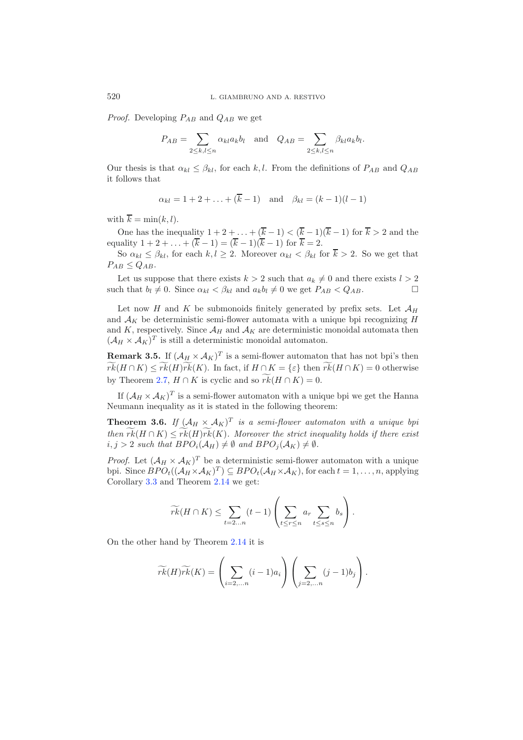*Proof.* Developing $P_{AB}$ and $Q_{AB}$ we get

$$P_{AB} = \sum_{2 \le k,l \le n} \alpha_{kl} a_k b_l \quad \text{and} \quad Q_{AB} = \sum_{2 \le k,l \le n} \beta_{kl} a_k b_l.$$

Our thesis is that $\alpha_{kl} \le \beta_{kl}$, for each $k, l$. From the definitions of $P_{AB}$ and $Q_{AB}$ it follows that

$$\alpha_{kl} = 1 + 2 + \ldots + (\overline{k} - 1) \quad \text{and} \quad \beta_{kl} = (k-1)(l-1)$$

with $\overline{k} = \min(k, l)$.

One has the inequality $1 + 2 + \ldots + (\overline{k} - 1) < (\overline{k} - 1)(\overline{k} - 1)$ for $\overline{k} > 2$ and the equality $1 + 2 + \ldots + (\overline{k} - 1) = (\overline{k} - 1)(\overline{k} - 1)$ for $\overline{k} = 2$.

So $\alpha_{kl} \le \beta_{kl}$, for each $k, l \ge 2$. Moreover $\alpha_{kl} < \beta_{kl}$ for $\overline{k} > 2$. So we get that $P_{AB} \le Q_{AB}$.

Let us suppose that there exists $k > 2$ such that $a_k \neq 0$ and there exists $l > 2$ such that $b_l \neq 0$. Since $\alpha_{kl} < \beta_{kl}$ and $a_k b_l \neq 0$ we get $P_{AB} < Q_{AB}$. □

Let now $H$ and $K$ be submonoids finitely generated by prefix sets. Let $\mathcal{A}_H$ and $\mathcal{A}_K$ be deterministic semi-flower automata with a unique bpi recognizing $H$ and $K$, respectively. Since $\mathcal{A}_H$ and $\mathcal{A}_K$ are deterministic monoidal automata then $(\mathcal{A}_H \times \mathcal{A}_K)^T$ is still a deterministic monoidal automaton.

**Remark 3.5.** If $(\mathcal{A}_H \times \mathcal{A}_K)^T$ is a semi-flower automaton that has not bpi's then $\widetilde{rk}(H \cap K) \le \widetilde{rk}(H)\widetilde{rk}(K)$. In fact, if $H \cap K = \{\varepsilon\}$ then $\widetilde{rk}(H \cap K) = 0$ otherwise by Theorem 2.7, $H \cap K$ is cyclic and so $\widetilde{rk}(H \cap K) = 0$.

If $(\mathcal{A}_H \times \mathcal{A}_K)^T$ is a semi-flower automaton with a unique bpi we get the Hanna Neumann inequality as it is stated in the following theorem:

**Theorem 3.6.** *If $(\mathcal{A}_H \times \mathcal{A}_K)^T$ is a semi-flower automaton with a unique bpi then $\widetilde{rk}(H \cap K) \le \widetilde{rk}(H)\widetilde{rk}(K)$. Moreover the strict inequality holds if there exist $i, j > 2$ such that $BPO_i(\mathcal{A}_H) \neq \emptyset$ and $BPO_j(\mathcal{A}_K) \neq \emptyset$.*

*Proof.* Let $(\mathcal{A}_H \times \mathcal{A}_K)^T$ be a deterministic semi-flower automaton with a unique bpi. Since $BPO_t((\mathcal{A}_H \times \mathcal{A}_K)^T) \subseteq BPO_t(\mathcal{A}_H \times \mathcal{A}_K)$, for each $t = 1, \ldots, n$, applying Corollary 3.3 and Theorem 2.14 we get:

$$\widetilde{rk}(H \cap K) \le \sum_{t=2\ldots n} (t-1) \left( \sum_{t \le r \le n} a_r \sum_{t \le s \le n} b_s \right).$$

On the other hand by Theorem 2.14 it is

$$\widetilde{rk}(H)\widetilde{rk}(K) = \left( \sum_{i=2,\ldots n} (i-1) a_i \right) \left( \sum_{j=2,\ldots n} (j-1) b_j \right).$$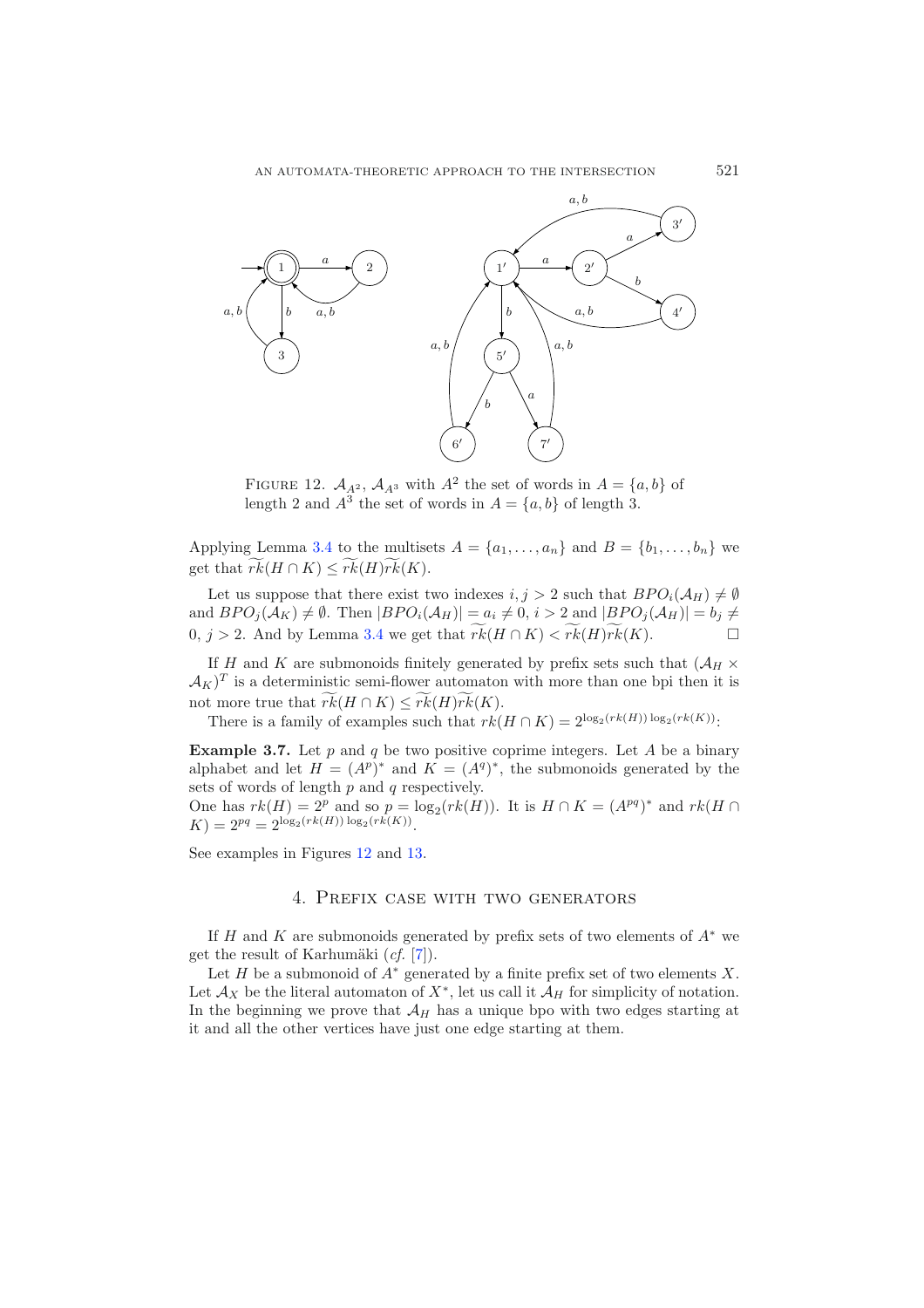FIGURE 12. $\mathcal{A}_{A^2}$, $\mathcal{A}_{A^3}$ with $A^2$ the set of words in $A = \{a, b\}$ of length 2 and $A^3$ the set of words in $A = \{a, b\}$ of length 3.

Applying Lemma 3.4 to the multisets $A = \{a_1, \ldots, a_n\}$ and $B = \{b_1, \ldots, b_n\}$ we get that $\widetilde{rk}(H \cap K) \leq \widetilde{rk}(H)\widetilde{rk}(K)$.

Let us suppose that there exist two indexes $i, j > 2$ such that $BPO_i(\mathcal{A}_H) \neq \emptyset$ and $BPO_j(\mathcal{A}_K) \neq \emptyset$. Then $|BPO_i(\mathcal{A}_H)| = a_i \neq 0$, $i > 2$ and $|BPO_j(\mathcal{A}_H)| = b_j \neq 0$, $j > 2$. And by Lemma 3.4 we get that $\widetilde{rk}(H \cap K) < \widetilde{rk}(H)\widetilde{rk}(K)$. $\square$

If $H$ and $K$ are submonoids finitely generated by prefix sets such that $(\mathcal{A}_H \times \mathcal{A}_K)^T$ is a deterministic semi-flower automaton with more than one bpi then it is not more true that $\widetilde{rk}(H \cap K) \leq \widetilde{rk}(H)\widetilde{rk}(K)$.

There is a family of examples such that $rk(H \cap K) = 2^{\log_2(rk(H))\log_2(rk(K))}$:

**Example 3.7.** Let $p$ and $q$ be two positive coprime integers. Let $A$ be a binary alphabet and let $H = (A^p)^*$ and $K = (A^q)^*$, the submonoids generated by the sets of words of length $p$ and $q$ respectively.
One has $rk(H) = 2^p$ and so $p = \log_2(rk(H))$. It is $H \cap K = (A^{pq})^*$ and $rk(H \cap K) = 2^{pq} = 2^{\log_2(rk(H))\log_2(rk(K))}$.

See examples in Figures 12 and 13.

## 4. Prefix case with two generators

If $H$ and $K$ are submonoids generated by prefix sets of two elements of $A^*$ we get the result of Karhumäki (*cf.* [7]).

Let $H$ be a submonoid of $A^*$ generated by a finite prefix set of two elements $X$. Let $\mathcal{A}_X$ be the literal automaton of $X^*$, let us call it $\mathcal{A}_H$ for simplicity of notation. In the beginning we prove that $\mathcal{A}_H$ has a unique bpo with two edges starting at it and all the other vertices have just one edge starting at them.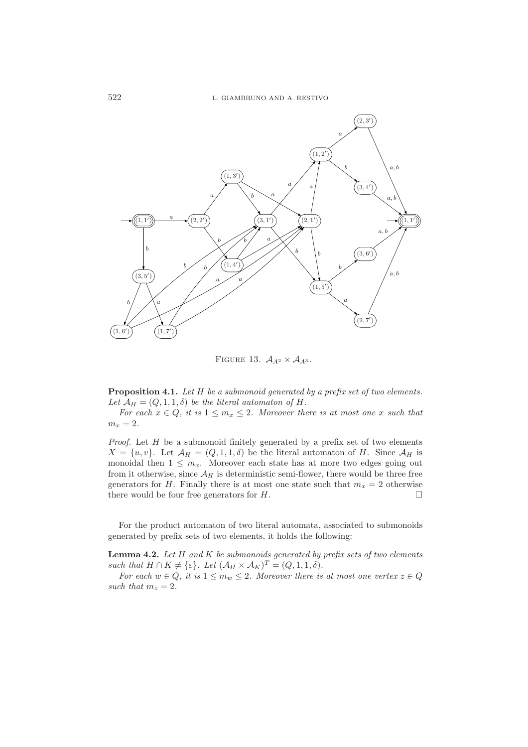FIGURE 13. $\mathcal{A}_{A^2} \times \mathcal{A}_{A^3}$.

**Proposition 4.1.** *Let $H$ be a submonoid generated by a prefix set of two elements. Let $\mathcal{A}_H = (Q, 1, 1, \delta)$ be the literal automaton of $H$.*

*For each $x \in Q$, it is $1 \leq m_x \leq 2$. Moreover there is at most one $x$ such that $m_x = 2$.*

*Proof.* Let $H$ be a submonoid finitely generated by a prefix set of two elements $X = \{u, v\}$. Let $\mathcal{A}_H = (Q, 1, 1, \delta)$ be the literal automaton of $H$. Since $\mathcal{A}_H$ is monoidal then $1 \leq m_x$. Moreover each state has at more two edges going out from it otherwise, since $\mathcal{A}_H$ is deterministic semi-flower, there would be three free generators for $H$. Finally there is at most one state such that $m_x = 2$ otherwise there would be four free generators for $H$. □

For the product automaton of two literal automata, associated to submonoids generated by prefix sets of two elements, it holds the following:

**Lemma 4.2.** *Let $H$ and $K$ be submonoids generated by prefix sets of two elements such that $H \cap K \neq \{\varepsilon\}$. Let $(\mathcal{A}_H \times \mathcal{A}_K)^T = (Q, 1, 1, \delta)$.*

*For each $w \in Q$, it is $1 \leq m_w \leq 2$. Moreover there is at most one vertex $z \in Q$ such that $m_z = 2$.*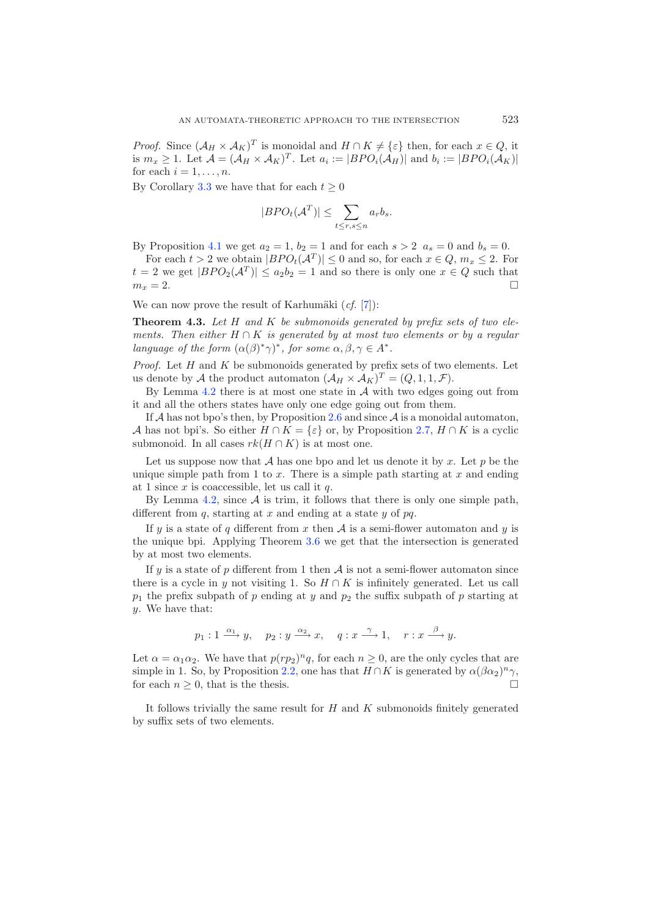*Proof.* Since $(\mathcal{A}_H \times \mathcal{A}_K)^T$ is monoidal and $H \cap K \neq \{\varepsilon\}$ then, for each $x \in Q$, it is $m_x \geq 1$. Let $\mathcal{A} = (\mathcal{A}_H \times \mathcal{A}_K)^T$. Let $a_i := |BPO_i(\mathcal{A}_H)|$ and $b_i := |BPO_i(\mathcal{A}_K)|$ for each $i = 1, \ldots, n$.

By Corollary 3.3 we have that for each $t \geq 0$

$$|BPO_t(\mathcal{A}^T)| \leq \sum_{t \leq r,s \leq n} a_r b_s.$$

By Proposition 4.1 we get $a_2 = 1$, $b_2 = 1$ and for each $s > 2$ $a_s = 0$ and $b_s = 0$.

For each $t > 2$ we obtain $|BPO_t(\mathcal{A}^T)| \leq 0$ and so, for each $x \in Q$, $m_x \leq 2$. For $t = 2$ we get $|BPO_2(\mathcal{A}^T)| \leq a_2 b_2 = 1$ and so there is only one $x \in Q$ such that $m_x = 2$. □

We can now prove the result of Karhumäki (*cf.* [7]):

**Theorem 4.3.** *Let $H$ and $K$ be submonoids generated by prefix sets of two elements. Then either $H \cap K$ is generated by at most two elements or by a regular language of the form $(\alpha(\beta)^*\gamma)^*$, for some $\alpha, \beta, \gamma \in A^*$.*

*Proof.* Let $H$ and $K$ be submonoids generated by prefix sets of two elements. Let us denote by $\mathcal{A}$ the product automaton $(\mathcal{A}_H \times \mathcal{A}_K)^T = (Q, 1, 1, \mathcal{F})$.

By Lemma 4.2 there is at most one state in $\mathcal{A}$ with two edges going out from it and all the others states have only one edge going out from them.

If $\mathcal{A}$ has not bpo's then, by Proposition 2.6 and since $\mathcal{A}$ is a monoidal automaton, $\mathcal{A}$ has not bpi's. So either $H \cap K = \{\varepsilon\}$ or, by Proposition 2.7, $H \cap K$ is a cyclic submonoid. In all cases $rk(H \cap K)$ is at most one.

Let us suppose now that $\mathcal{A}$ has one bpo and let us denote it by $x$. Let $p$ be the unique simple path from 1 to $x$. There is a simple path starting at $x$ and ending at 1 since $x$ is coaccessible, let us call it $q$.

By Lemma 4.2, since $\mathcal{A}$ is trim, it follows that there is only one simple path, different from $q$, starting at $x$ and ending at a state $y$ of $pq$.

If $y$ is a state of $q$ different from $x$ then $\mathcal{A}$ is a semi-flower automaton and $y$ is the unique bpi. Applying Theorem 3.6 we get that the intersection is generated by at most two elements.

If $y$ is a state of $p$ different from 1 then $\mathcal{A}$ is not a semi-flower automaton since there is a cycle in $y$ not visiting 1. So $H \cap K$ is infinitely generated. Let us call $p_1$ the prefix subpath of $p$ ending at $y$ and $p_2$ the suffix subpath of $p$ starting at $y$. We have that:

$$p_1 : 1 \xrightarrow{\alpha_1} y, \quad p_2 : y \xrightarrow{\alpha_2} x, \quad q : x \xrightarrow{\gamma} 1, \quad r : x \xrightarrow{\beta} y.$$

Let $\alpha = \alpha_1\alpha_2$. We have that $p(rp_2)^n q$, for each $n \geq 0$, are the only cycles that are simple in 1. So, by Proposition 2.2, one has that $H \cap K$ is generated by $\alpha(\beta\alpha_2)^n\gamma$, for each $n \geq 0$, that is the thesis. □

It follows trivially the same result for $H$ and $K$ submonoids finitely generated by suffix sets of two elements.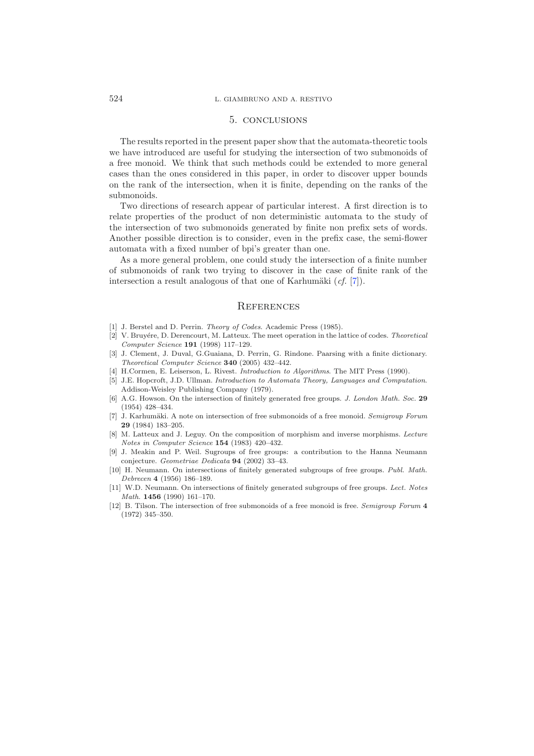## 5. Conclusions

The results reported in the present paper show that the automata-theoretic tools we have introduced are useful for studying the intersection of two submonoids of a free monoid. We think that such methods could be extended to more general cases than the ones considered in this paper, in order to discover upper bounds on the rank of the intersection, when it is finite, depending on the ranks of the submonoids.

Two directions of research appear of particular interest. A first direction is to relate properties of the product of non deterministic automata to the study of the intersection of two submonoids generated by finite non prefix sets of words. Another possible direction is to consider, even in the prefix case, the semi-flower automata with a fixed number of bpi's greater than one.

As a more general problem, one could study the intersection of a finite number of submonoids of rank two trying to discover in the case of finite rank of the intersection a result analogous of that one of Karhumäki (*cf.* [7]).

## References

[1] J. Berstel and D. Perrin. *Theory of Codes*. Academic Press (1985).

[2] V. Bruyére, D. Derencourt, M. Latteux. The meet operation in the lattice of codes. *Theoretical Computer Science* **191** (1998) 117–129.

[3] J. Clement, J. Duval, G.Guaiana, D. Perrin, G. Rindone. Paarsing with a finite dictionary. *Theoretical Computer Science* **340** (2005) 432–442.

[4] H.Cormen, E. Leiserson, L. Rivest. *Introduction to Algorithms*. The MIT Press (1990).

[5] J.E. Hopcroft, J.D. Ullman. *Introduction to Automata Theory, Languages and Computation*. Addison-Weisley Publishing Company (1979).

[6] A.G. Howson. On the intersection of finitely generated free groups. *J. London Math. Soc.* **29** (1954) 428–434.

[7] J. Karhumäki. A note on intersection of free submonoids of a free monoid. *Semigroup Forum* **29** (1984) 183–205.

[8] M. Latteux and J. Leguy. On the composition of morphism and inverse morphisms. *Lecture Notes in Computer Science* **154** (1983) 420–432.

[9] J. Meakin and P. Weil. Sugroups of free groups: a contribution to the Hanna Neumann conjecture. *Geometriae Dedicata* **94** (2002) 33–43.

[10] H. Neumann. On intersections of finitely generated subgroups of free groups. *Publ. Math. Debrecen* **4** (1956) 186–189.

[11] W.D. Neumann. On intersections of finitely generated subgroups of free groups. *Lect. Notes Math.* **1456** (1990) 161–170.

[12] B. Tilson. The intersection of free submonoids of a free monoid is free. *Semigroup Forum* **4** (1972) 345–350.